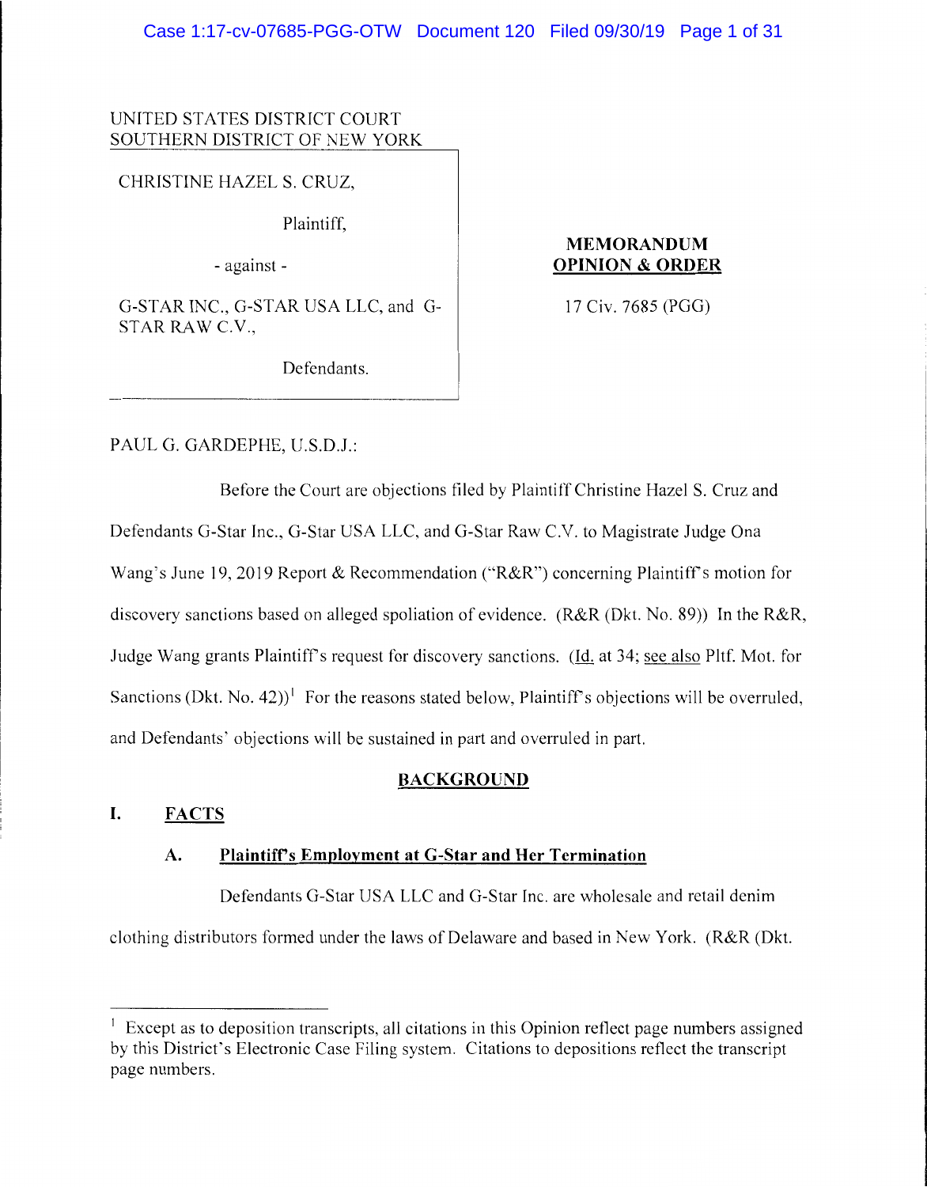UNITED STATES DISTRICT COURT
SOUTHERN DISTRICT OF NEW YORK

CHRISTINE HAZEL S. CRUZ,

Plaintiff,

- against -

G-STAR INC., G-STAR USA LLC, and G-STAR RAW C.V.,

Defendants.

**MEMORANDUM OPINION & ORDER**

17 Civ. 7685 (PGG)

PAUL G. GARDEPHE, U.S.D.J.:

Before the Court are objections filed by Plaintiff Christine Hazel S. Cruz and Defendants G-Star Inc., G-Star USA LLC, and G-Star Raw C.V. to Magistrate Judge Ona Wang's June 19, 2019 Report & Recommendation ("R&R") concerning Plaintiff's motion for discovery sanctions based on alleged spoliation of evidence. (R&R (Dkt. No. 89)) In the R&R, Judge Wang grants Plaintiff's request for discovery sanctions. (Id. at 34; see also Pltf. Mot. for Sanctions (Dkt. No. 42))[1] For the reasons stated below, Plaintiff's objections will be overruled, and Defendants' objections will be sustained in part and overruled in part.

## BACKGROUND

### I. FACTS

#### A. Plaintiff's Employment at G-Star and Her Termination

Defendants G-Star USA LLC and G-Star Inc. are wholesale and retail denim clothing distributors formed under the laws of Delaware and based in New York. (R&R (Dkt.

[1] Except as to deposition transcripts, all citations in this Opinion reflect page numbers assigned by this District's Electronic Case Filing system. Citations to depositions reflect the transcript page numbers.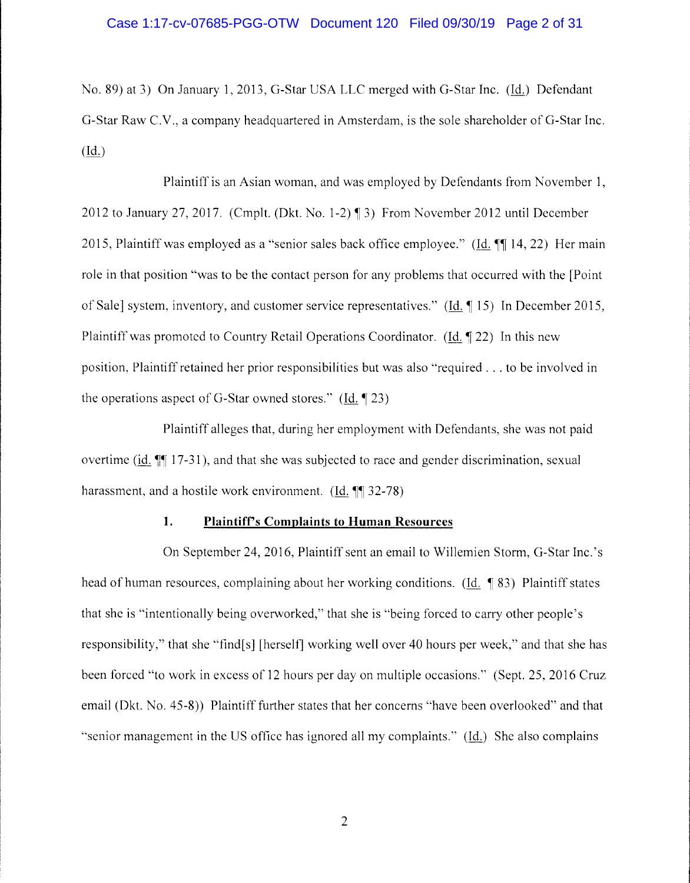No. 89) at 3) On January 1, 2013, G-Star USA LLC merged with G-Star Inc. (Id.) Defendant G-Star Raw C.V., a company headquartered in Amsterdam, is the sole shareholder of G-Star Inc. (Id.)

Plaintiff is an Asian woman, and was employed by Defendants from November 1, 2012 to January 27, 2017. (Cmplt. (Dkt. No. 1-2) ¶ 3) From November 2012 until December 2015, Plaintiff was employed as a "senior sales back office employee." (Id. ¶¶ 14, 22) Her main role in that position "was to be the contact person for any problems that occurred with the [Point of Sale] system, inventory, and customer service representatives." (Id. ¶ 15) In December 2015, Plaintiff was promoted to Country Retail Operations Coordinator. (Id. ¶ 22) In this new position, Plaintiff retained her prior responsibilities but was also "required . . . to be involved in the operations aspect of G-Star owned stores." (Id. ¶ 23)

Plaintiff alleges that, during her employment with Defendants, she was not paid overtime (id. ¶¶ 17-31), and that she was subjected to race and gender discrimination, sexual harassment, and a hostile work environment. (Id. ¶¶ 32-78)

### 1. **Plaintiff's Complaints to Human Resources**

On September 24, 2016, Plaintiff sent an email to Willemien Storm, G-Star Inc.'s head of human resources, complaining about her working conditions. (Id. ¶ 83) Plaintiff states that she is "intentionally being overworked," that she is "being forced to carry other people's responsibility," that she "find[s] [herself] working well over 40 hours per week," and that she has been forced "to work in excess of 12 hours per day on multiple occasions." (Sept. 25, 2016 Cruz email (Dkt. No. 45-8)) Plaintiff further states that her concerns "have been overlooked" and that "senior management in the US office has ignored all my complaints." (Id.) She also complains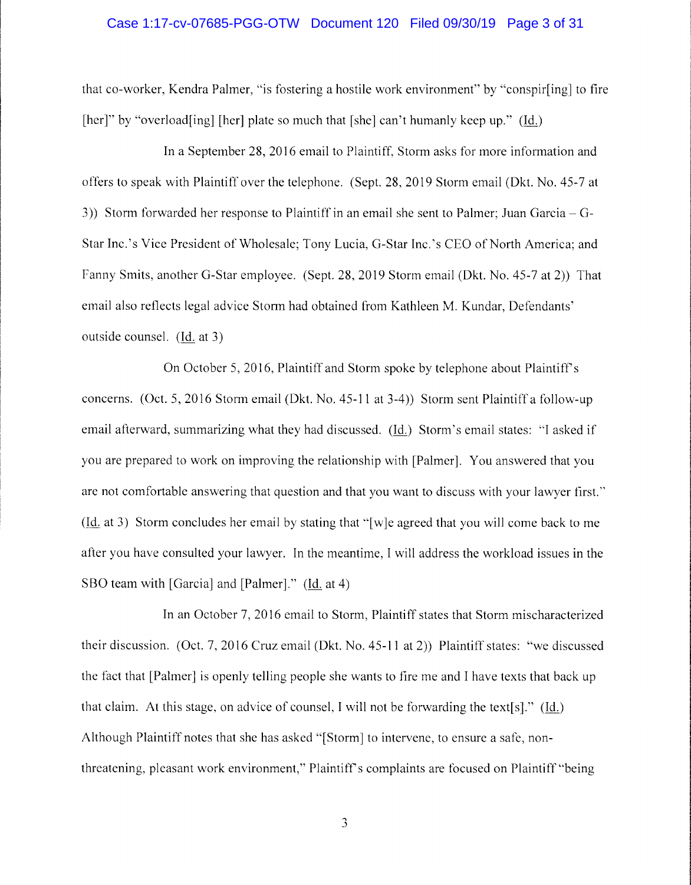that co-worker, Kendra Palmer, "is fostering a hostile work environment" by "conspir[ing] to fire [her]" by "overload[ing] [her] plate so much that [she] can't humanly keep up." (Id.)

In a September 28, 2016 email to Plaintiff, Storm asks for more information and offers to speak with Plaintiff over the telephone. (Sept. 28, 2019 Storm email (Dkt. No. 45-7 at 3)) Storm forwarded her response to Plaintiff in an email she sent to Palmer; Juan Garcia – G-Star Inc.'s Vice President of Wholesale; Tony Lucia, G-Star Inc.'s CEO of North America; and Fanny Smits, another G-Star employee. (Sept. 28, 2019 Storm email (Dkt. No. 45-7 at 2)) That email also reflects legal advice Storm had obtained from Kathleen M. Kundar, Defendants' outside counsel. (Id. at 3)

On October 5, 2016, Plaintiff and Storm spoke by telephone about Plaintiff's concerns. (Oct. 5, 2016 Storm email (Dkt. No. 45-11 at 3-4)) Storm sent Plaintiff a follow-up email afterward, summarizing what they had discussed. (Id.) Storm's email states: "I asked if you are prepared to work on improving the relationship with [Palmer]. You answered that you are not comfortable answering that question and that you want to discuss with your lawyer first." (Id. at 3) Storm concludes her email by stating that "[w]e agreed that you will come back to me after you have consulted your lawyer. In the meantime, I will address the workload issues in the SBO team with [Garcia] and [Palmer]." (Id. at 4)

In an October 7, 2016 email to Storm, Plaintiff states that Storm mischaracterized their discussion. (Oct. 7, 2016 Cruz email (Dkt. No. 45-11 at 2)) Plaintiff states: "we discussed the fact that [Palmer] is openly telling people she wants to fire me and I have texts that back up that claim. At this stage, on advice of counsel, I will not be forwarding the text[s]." (Id.) Although Plaintiff notes that she has asked "[Storm] to intervene, to ensure a safe, non-threatening, pleasant work environment," Plaintiff's complaints are focused on Plaintiff "being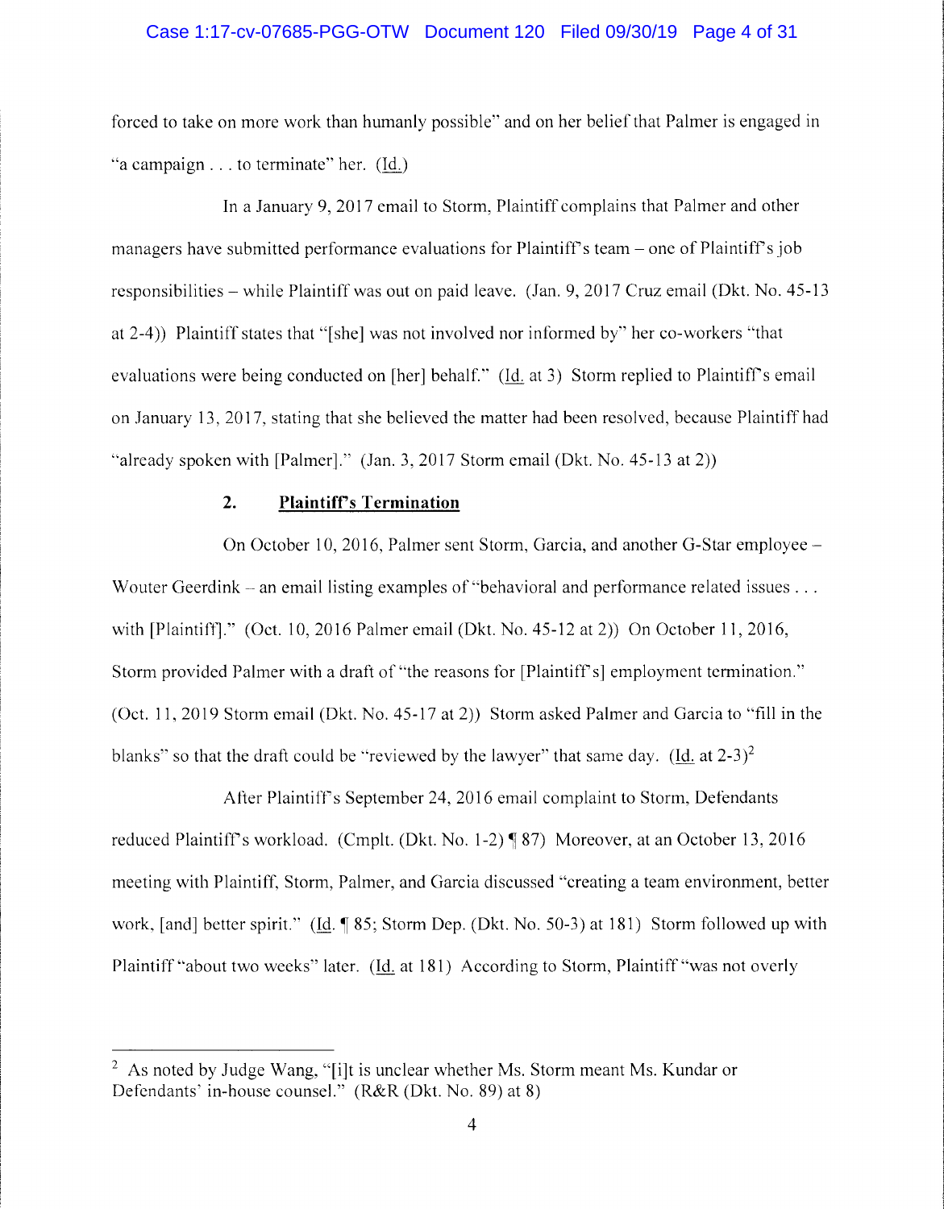forced to take on more work than humanly possible" and on her belief that Palmer is engaged in "a campaign . . . to terminate" her. (Id.)

In a January 9, 2017 email to Storm, Plaintiff complains that Palmer and other managers have submitted performance evaluations for Plaintiff's team – one of Plaintiff's job responsibilities – while Plaintiff was out on paid leave. (Jan. 9, 2017 Cruz email (Dkt. No. 45-13 at 2-4)) Plaintiff states that "[she] was not involved nor informed by" her co-workers "that evaluations were being conducted on [her] behalf." (Id. at 3) Storm replied to Plaintiff's email on January 13, 2017, stating that she believed the matter had been resolved, because Plaintiff had "already spoken with [Palmer]." (Jan. 3, 2017 Storm email (Dkt. No. 45-13 at 2))

### 2. **Plaintiff's Termination**

On October 10, 2016, Palmer sent Storm, Garcia, and another G-Star employee – Wouter Geerdink – an email listing examples of "behavioral and performance related issues . . . with [Plaintiff]." (Oct. 10, 2016 Palmer email (Dkt. No. 45-12 at 2)) On October 11, 2016, Storm provided Palmer with a draft of "the reasons for [Plaintiff's] employment termination." (Oct. 11, 2019 Storm email (Dkt. No. 45-17 at 2)) Storm asked Palmer and Garcia to "fill in the blanks" so that the draft could be "reviewed by the lawyer" that same day. (Id. at 2-3)[2]

After Plaintiff's September 24, 2016 email complaint to Storm, Defendants reduced Plaintiff's workload. (Cmplt. (Dkt. No. 1-2) ¶ 87) Moreover, at an October 13, 2016 meeting with Plaintiff, Storm, Palmer, and Garcia discussed "creating a team environment, better work, [and] better spirit." (Id. ¶ 85; Storm Dep. (Dkt. No. 50-3) at 181) Storm followed up with Plaintiff "about two weeks" later. (Id. at 181) According to Storm, Plaintiff "was not overly

---

[2] As noted by Judge Wang, "[i]t is unclear whether Ms. Storm meant Ms. Kundar or Defendants' in-house counsel." (R&R (Dkt. No. 89) at 8)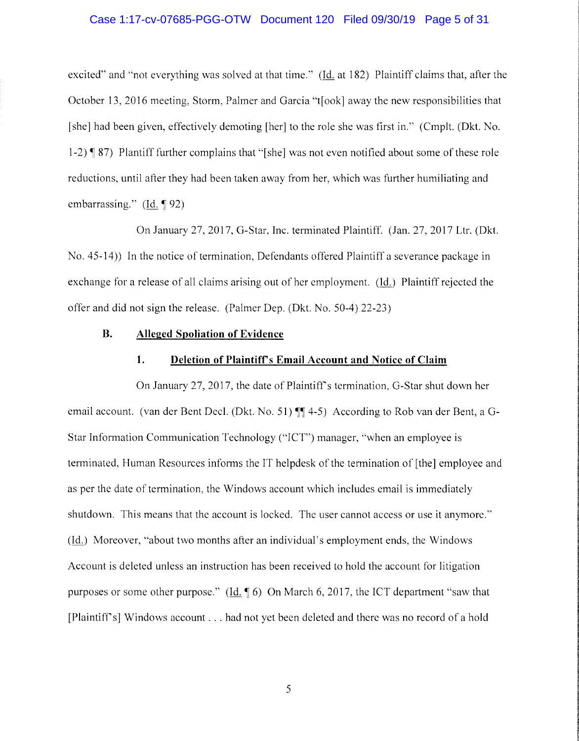excited" and "not everything was solved at that time." (Id. at 182) Plaintiff claims that, after the October 13, 2016 meeting, Storm, Palmer and Garcia "t[ook] away the new responsibilities that [she] had been given, effectively demoting [her] to the role she was first in." (Cmplt. (Dkt. No. 1-2) ¶ 87) Plantiff further complains that "[she] was not even notified about some of these role reductions, until after they had been taken away from her, which was further humiliating and embarrassing." (Id. ¶ 92)

On January 27, 2017, G-Star, Inc. terminated Plaintiff. (Jan. 27, 2017 Ltr. (Dkt. No. 45-14)) In the notice of termination, Defendants offered Plaintiff a severance package in exchange for a release of all claims arising out of her employment. (Id.) Plaintiff rejected the offer and did not sign the release. (Palmer Dep. (Dkt. No. 50-4) 22-23)

### B. Alleged Spoliation of Evidence

#### 1. Deletion of Plaintiff's Email Account and Notice of Claim

On January 27, 2017, the date of Plaintiff's termination, G-Star shut down her email account. (van der Bent Decl. (Dkt. No. 51) ¶¶ 4-5) According to Rob van der Bent, a G-Star Information Communication Technology ("ICT") manager, "when an employee is terminated, Human Resources informs the IT helpdesk of the termination of [the] employee and as per the date of termination, the Windows account which includes email is immediately shutdown. This means that the account is locked. The user cannot access or use it anymore." (Id.) Moreover, "about two months after an individual's employment ends, the Windows Account is deleted unless an instruction has been received to hold the account for litigation purposes or some other purpose." (Id. ¶ 6) On March 6, 2017, the ICT department "saw that [Plaintiff's] Windows account . . . had not yet been deleted and there was no record of a hold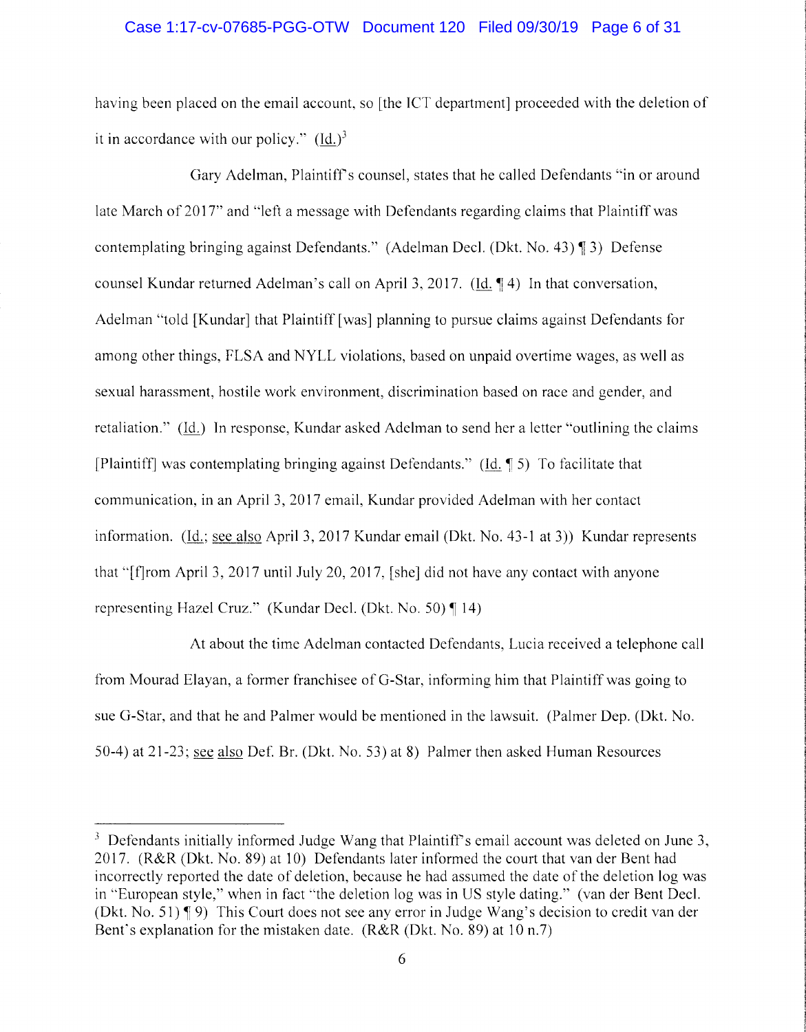having been placed on the email account, so [the ICT department] proceeded with the deletion of it in accordance with our policy." (Id.)[3]

Gary Adelman, Plaintiff's counsel, states that he called Defendants "in or around late March of 2017" and "left a message with Defendants regarding claims that Plaintiff was contemplating bringing against Defendants." (Adelman Decl. (Dkt. No. 43) ¶ 3) Defense counsel Kundar returned Adelman's call on April 3, 2017. (Id. ¶ 4) In that conversation, Adelman "told [Kundar] that Plaintiff [was] planning to pursue claims against Defendants for among other things, FLSA and NYLL violations, based on unpaid overtime wages, as well as sexual harassment, hostile work environment, discrimination based on race and gender, and retaliation." (Id.) In response, Kundar asked Adelman to send her a letter "outlining the claims [Plaintiff] was contemplating bringing against Defendants." (Id. ¶ 5) To facilitate that communication, in an April 3, 2017 email, Kundar provided Adelman with her contact information. (Id.; see also April 3, 2017 Kundar email (Dkt. No. 43-1 at 3)) Kundar represents that "[f]rom April 3, 2017 until July 20, 2017, [she] did not have any contact with anyone representing Hazel Cruz." (Kundar Decl. (Dkt. No. 50) ¶ 14)

At about the time Adelman contacted Defendants, Lucia received a telephone call from Mourad Elayan, a former franchisee of G-Star, informing him that Plaintiff was going to sue G-Star, and that he and Palmer would be mentioned in the lawsuit. (Palmer Dep. (Dkt. No. 50-4) at 21-23; see also Def. Br. (Dkt. No. 53) at 8) Palmer then asked Human Resources

---

[3] Defendants initially informed Judge Wang that Plaintiff's email account was deleted on June 3, 2017. (R&R (Dkt. No. 89) at 10) Defendants later informed the court that van der Bent had incorrectly reported the date of deletion, because he had assumed the date of the deletion log was in "European style," when in fact "the deletion log was in US style dating." (van der Bent Decl. (Dkt. No. 51) ¶ 9) This Court does not see any error in Judge Wang's decision to credit van der Bent's explanation for the mistaken date. (R&R (Dkt. No. 89) at 10 n.7)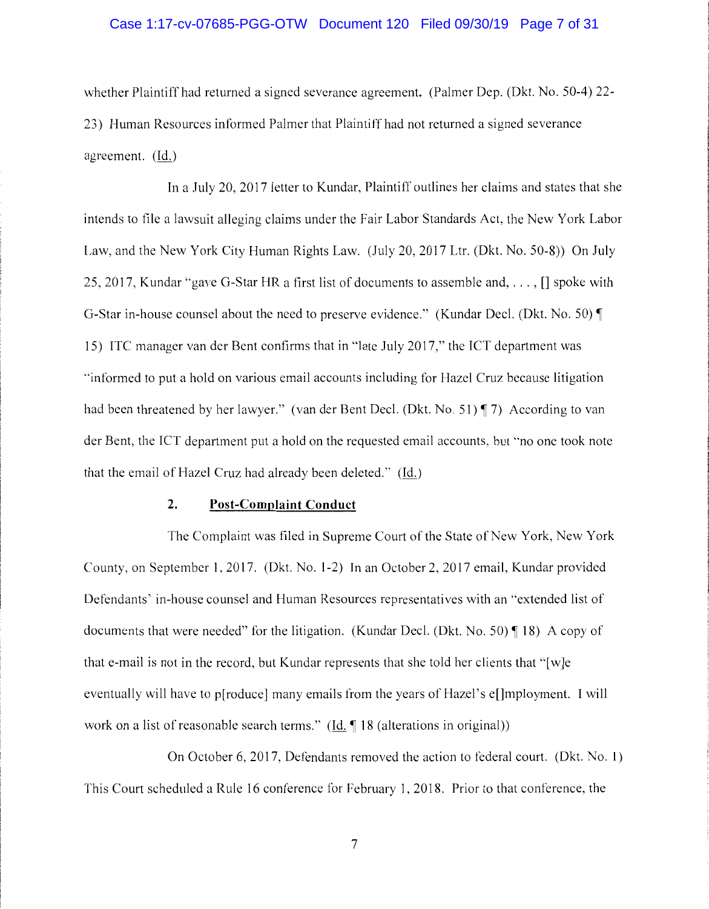whether Plaintiff had returned a signed severance agreement. (Palmer Dep. (Dkt. No. 50-4) 22-23) Human Resources informed Palmer that Plaintiff had not returned a signed severance agreement. (Id.)

In a July 20, 2017 letter to Kundar, Plaintiff outlines her claims and states that she intends to file a lawsuit alleging claims under the Fair Labor Standards Act, the New York Labor Law, and the New York City Human Rights Law. (July 20, 2017 Ltr. (Dkt. No. 50-8)) On July 25, 2017, Kundar "gave G-Star HR a first list of documents to assemble and, . . . , [] spoke with G-Star in-house counsel about the need to preserve evidence." (Kundar Decl. (Dkt. No. 50) ¶ 15) ITC manager van der Bent confirms that in "late July 2017," the ICT department was "informed to put a hold on various email accounts including for Hazel Cruz because litigation had been threatened by her lawyer." (van der Bent Decl. (Dkt. No. 51) ¶ 7) According to van der Bent, the ICT department put a hold on the requested email accounts, but "no one took note that the email of Hazel Cruz had already been deleted." (Id.)

### 2. Post-Complaint Conduct

The Complaint was filed in Supreme Court of the State of New York, New York County, on September 1, 2017. (Dkt. No. 1-2) In an October 2, 2017 email, Kundar provided Defendants' in-house counsel and Human Resources representatives with an "extended list of documents that were needed" for the litigation. (Kundar Decl. (Dkt. No. 50) ¶ 18) A copy of that e-mail is not in the record, but Kundar represents that she told her clients that "[w]e eventually will have to p[roduce] many emails from the years of Hazel's e[]mployment. I will work on a list of reasonable search terms." (Id. ¶ 18 (alterations in original))

On October 6, 2017, Defendants removed the action to federal court. (Dkt. No. 1) This Court scheduled a Rule 16 conference for February 1, 2018. Prior to that conference, the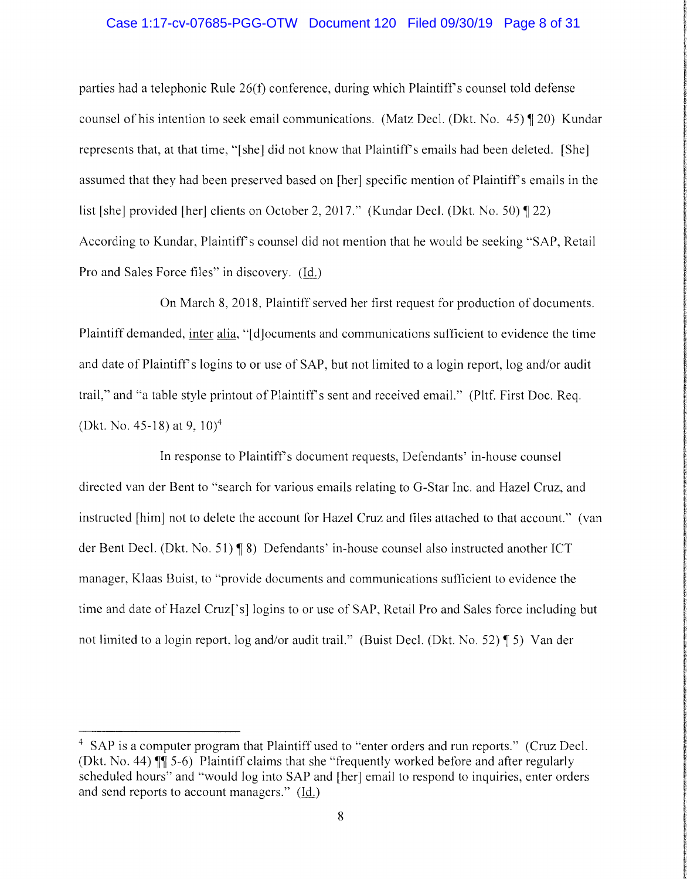parties had a telephonic Rule 26(f) conference, during which Plaintiff's counsel told defense counsel of his intention to seek email communications. (Matz Decl. (Dkt. No. 45) ¶ 20) Kundar represents that, at that time, "[she] did not know that Plaintiff's emails had been deleted. [She] assumed that they had been preserved based on [her] specific mention of Plaintiff's emails in the list [she] provided [her] clients on October 2, 2017." (Kundar Decl. (Dkt. No. 50) ¶ 22) According to Kundar, Plaintiff's counsel did not mention that he would be seeking "SAP, Retail Pro and Sales Force files" in discovery. (Id.)

On March 8, 2018, Plaintiff served her first request for production of documents. Plaintiff demanded, inter alia, "[d]ocuments and communications sufficient to evidence the time and date of Plaintiff's logins to or use of SAP, but not limited to a login report, log and/or audit trail," and "a table style printout of Plaintiff's sent and received email." (Pltf. First Doc. Req. (Dkt. No. 45-18) at 9, 10)[4]

In response to Plaintiff's document requests, Defendants' in-house counsel directed van der Bent to "search for various emails relating to G-Star Inc. and Hazel Cruz, and instructed [him] not to delete the account for Hazel Cruz and files attached to that account." (van der Bent Decl. (Dkt. No. 51) ¶ 8) Defendants' in-house counsel also instructed another ICT manager, Klaas Buist, to "provide documents and communications sufficient to evidence the time and date of Hazel Cruz['s] logins to or use of SAP, Retail Pro and Sales force including but not limited to a login report, log and/or audit trail." (Buist Decl. (Dkt. No. 52) ¶ 5) Van der

---

[4] SAP is a computer program that Plaintiff used to "enter orders and run reports." (Cruz Decl. (Dkt. No. 44) ¶¶ 5-6) Plaintiff claims that she "frequently worked before and after regularly scheduled hours" and "would log into SAP and [her] email to respond to inquiries, enter orders and send reports to account managers." (Id.)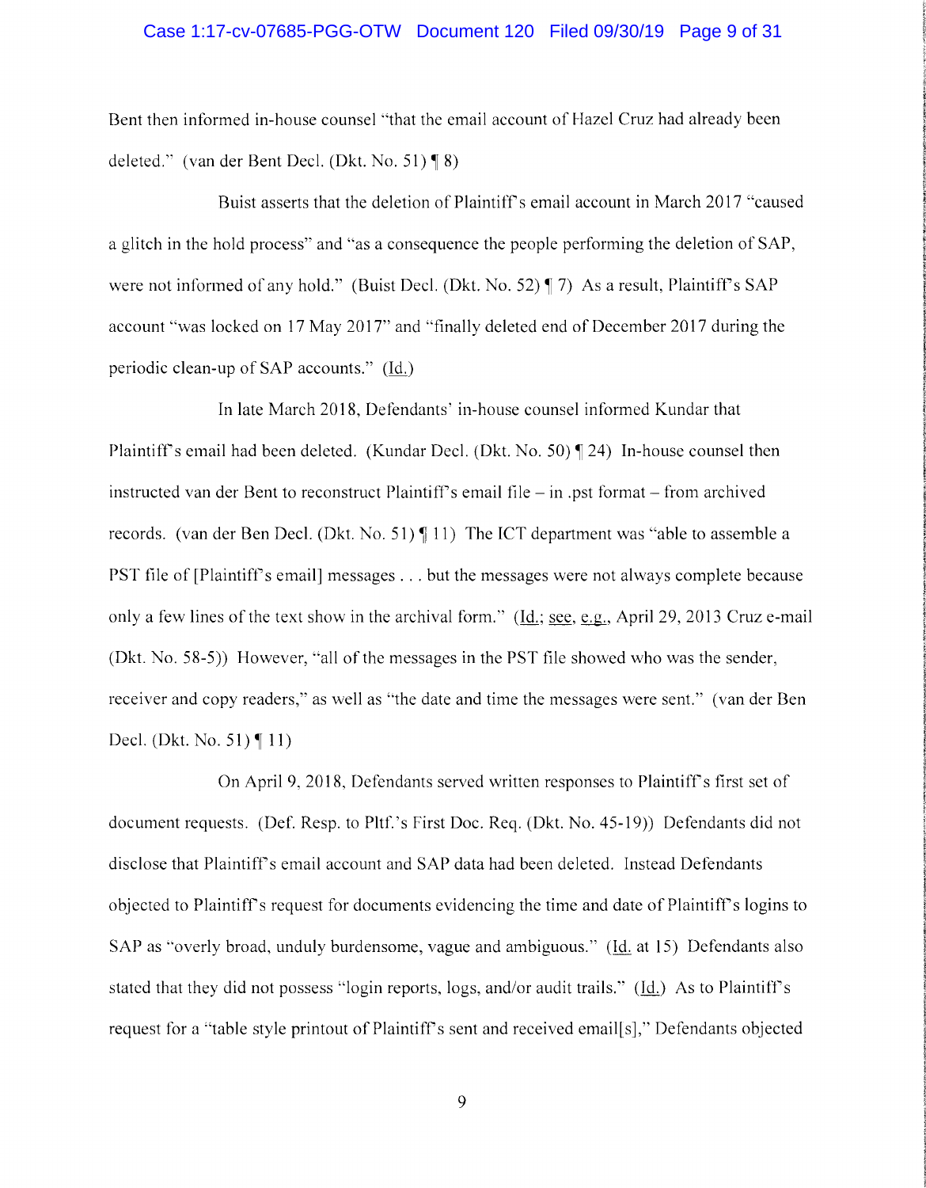Bent then informed in-house counsel "that the email account of Hazel Cruz had already been deleted." (van der Bent Decl. (Dkt. No. 51) ¶ 8)

Buist asserts that the deletion of Plaintiff's email account in March 2017 "caused a glitch in the hold process" and "as a consequence the people performing the deletion of SAP, were not informed of any hold." (Buist Decl. (Dkt. No. 52) ¶ 7) As a result, Plaintiff's SAP account "was locked on 17 May 2017" and "finally deleted end of December 2017 during the periodic clean-up of SAP accounts." (Id.)

In late March 2018, Defendants' in-house counsel informed Kundar that Plaintiff's email had been deleted. (Kundar Decl. (Dkt. No. 50) ¶ 24) In-house counsel then instructed van der Bent to reconstruct Plaintiff's email file – in .pst format – from archived records. (van der Ben Decl. (Dkt. No. 51) ¶ 11) The ICT department was "able to assemble a PST file of [Plaintiff's email] messages . . . but the messages were not always complete because only a few lines of the text show in the archival form." (Id.; see, e.g., April 29, 2013 Cruz e-mail (Dkt. No. 58-5)) However, "all of the messages in the PST file showed who was the sender, receiver and copy readers," as well as "the date and time the messages were sent." (van der Ben Decl. (Dkt. No. 51) ¶ 11)

On April 9, 2018, Defendants served written responses to Plaintiff's first set of document requests. (Def. Resp. to Pltf.'s First Doc. Req. (Dkt. No. 45-19)) Defendants did not disclose that Plaintiff's email account and SAP data had been deleted. Instead Defendants objected to Plaintiff's request for documents evidencing the time and date of Plaintiff's logins to SAP as "overly broad, unduly burdensome, vague and ambiguous." (Id. at 15) Defendants also stated that they did not possess "login reports, logs, and/or audit trails." (Id.) As to Plaintiff's request for a "table style printout of Plaintiff's sent and received email[s]," Defendants objected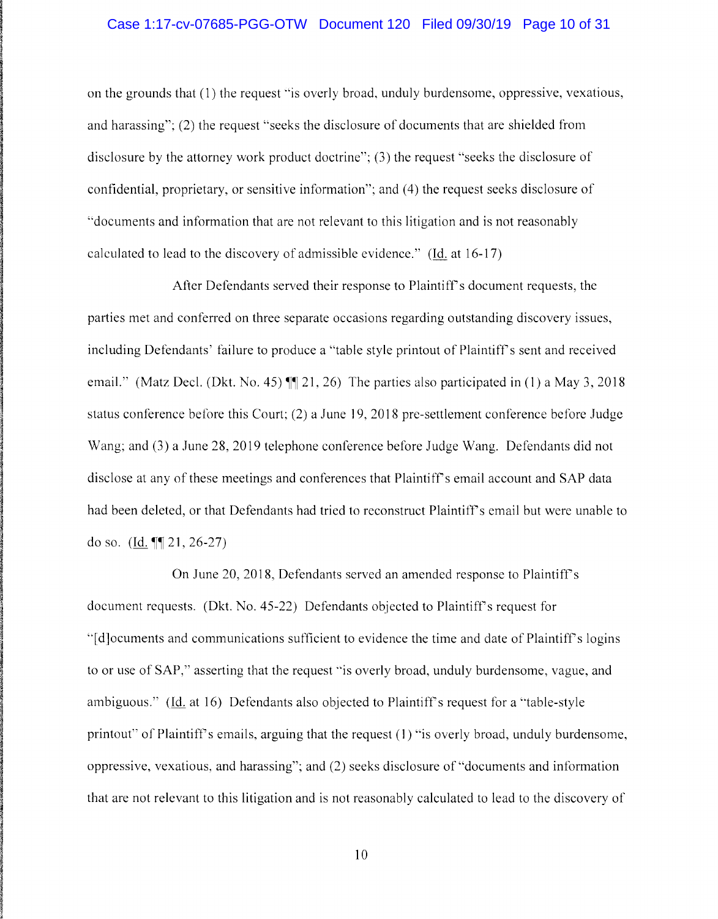on the grounds that (1) the request "is overly broad, unduly burdensome, oppressive, vexatious, and harassing"; (2) the request "seeks the disclosure of documents that are shielded from disclosure by the attorney work product doctrine"; (3) the request "seeks the disclosure of confidential, proprietary, or sensitive information"; and (4) the request seeks disclosure of "documents and information that are not relevant to this litigation and is not reasonably calculated to lead to the discovery of admissible evidence." (Id. at 16-17)

After Defendants served their response to Plaintiff's document requests, the parties met and conferred on three separate occasions regarding outstanding discovery issues, including Defendants' failure to produce a "table style printout of Plaintiff's sent and received email." (Matz Decl. (Dkt. No. 45) ¶¶ 21, 26) The parties also participated in (1) a May 3, 2018 status conference before this Court; (2) a June 19, 2018 pre-settlement conference before Judge Wang; and (3) a June 28, 2019 telephone conference before Judge Wang. Defendants did not disclose at any of these meetings and conferences that Plaintiff's email account and SAP data had been deleted, or that Defendants had tried to reconstruct Plaintiff's email but were unable to do so. (Id. ¶¶ 21, 26-27)

On June 20, 2018, Defendants served an amended response to Plaintiff's document requests. (Dkt. No. 45-22) Defendants objected to Plaintiff's request for "[d]ocuments and communications sufficient to evidence the time and date of Plaintiff's logins to or use of SAP," asserting that the request "is overly broad, unduly burdensome, vague, and ambiguous." (Id. at 16) Defendants also objected to Plaintiff's request for a "table-style printout" of Plaintiff's emails, arguing that the request (1) "is overly broad, unduly burdensome, oppressive, vexatious, and harassing"; and (2) seeks disclosure of "documents and information that are not relevant to this litigation and is not reasonably calculated to lead to the discovery of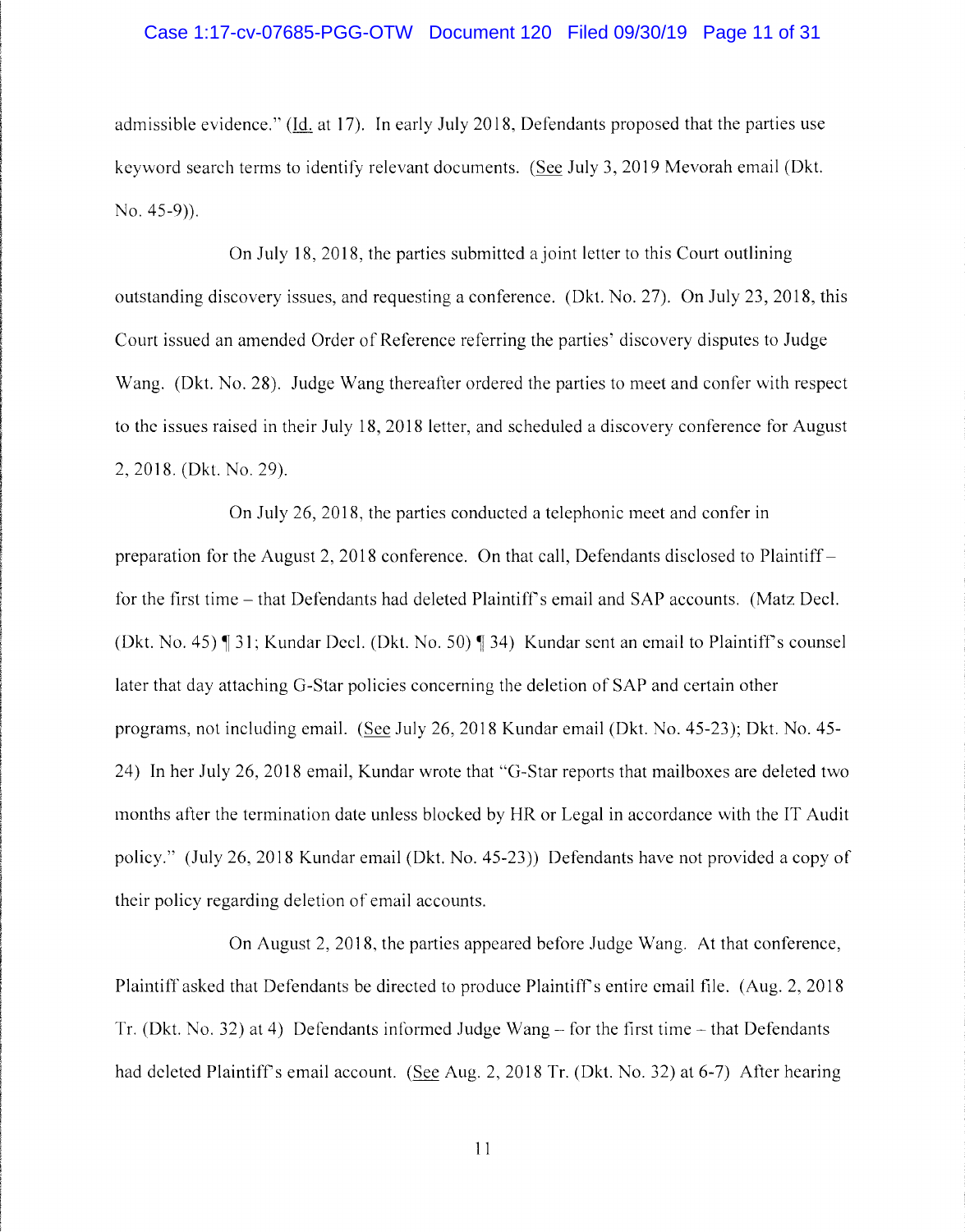admissible evidence." (Id. at 17). In early July 2018, Defendants proposed that the parties use keyword search terms to identify relevant documents. (See July 3, 2019 Mevorah email (Dkt. No. 45-9)).

On July 18, 2018, the parties submitted a joint letter to this Court outlining outstanding discovery issues, and requesting a conference. (Dkt. No. 27). On July 23, 2018, this Court issued an amended Order of Reference referring the parties' discovery disputes to Judge Wang. (Dkt. No. 28). Judge Wang thereafter ordered the parties to meet and confer with respect to the issues raised in their July 18, 2018 letter, and scheduled a discovery conference for August 2, 2018. (Dkt. No. 29).

On July 26, 2018, the parties conducted a telephonic meet and confer in preparation for the August 2, 2018 conference. On that call, Defendants disclosed to Plaintiff – for the first time – that Defendants had deleted Plaintiff's email and SAP accounts. (Matz Decl. (Dkt. No. 45) ¶ 31; Kundar Decl. (Dkt. No. 50) ¶ 34) Kundar sent an email to Plaintiff's counsel later that day attaching G-Star policies concerning the deletion of SAP and certain other programs, not including email. (See July 26, 2018 Kundar email (Dkt. No. 45-23); Dkt. No. 45-24) In her July 26, 2018 email, Kundar wrote that "G-Star reports that mailboxes are deleted two months after the termination date unless blocked by HR or Legal in accordance with the IT Audit policy." (July 26, 2018 Kundar email (Dkt. No. 45-23)) Defendants have not provided a copy of their policy regarding deletion of email accounts.

On August 2, 2018, the parties appeared before Judge Wang. At that conference, Plaintiff asked that Defendants be directed to produce Plaintiff's entire email file. (Aug. 2, 2018 Tr. (Dkt. No. 32) at 4) Defendants informed Judge Wang – for the first time – that Defendants had deleted Plaintiff's email account. (See Aug. 2, 2018 Tr. (Dkt. No. 32) at 6-7) After hearing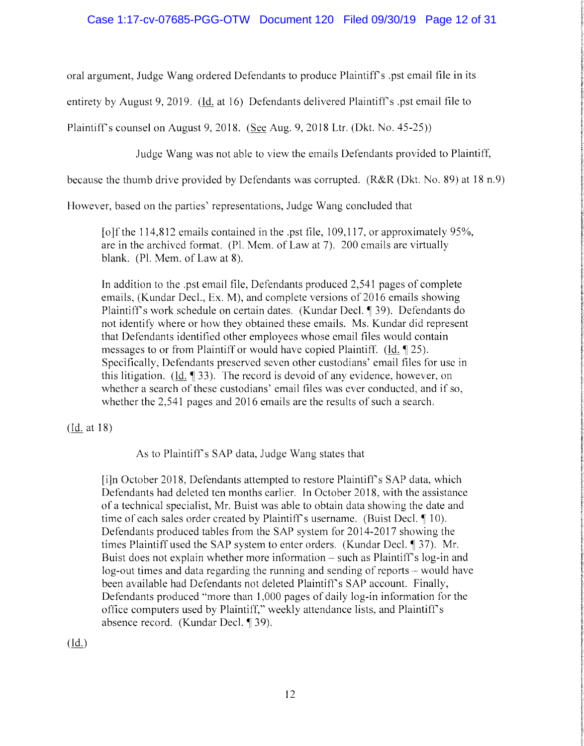oral argument, Judge Wang ordered Defendants to produce Plaintiff's .pst email file in its entirety by August 9, 2019. (Id. at 16) Defendants delivered Plaintiff's .pst email file to Plaintiff's counsel on August 9, 2018. (See Aug. 9, 2018 Ltr. (Dkt. No. 45-25))

Judge Wang was not able to view the emails Defendants provided to Plaintiff, because the thumb drive provided by Defendants was corrupted. (R&R (Dkt. No. 89) at 18 n.9) However, based on the parties' representations, Judge Wang concluded that

> [o]f the 114,812 emails contained in the .pst file, 109,117, or approximately 95%, are in the archived format. (Pl. Mem. of Law at 7). 200 emails are virtually blank. (Pl. Mem. of Law at 8).
>
> In addition to the .pst email file, Defendants produced 2,541 pages of complete emails, (Kundar Decl., Ex. M), and complete versions of 2016 emails showing Plaintiff's work schedule on certain dates. (Kundar Decl. ¶ 39). Defendants do not identify where or how they obtained these emails. Ms. Kundar did represent that Defendants identified other employees whose email files would contain messages to or from Plaintiff or would have copied Plaintiff. (Id. ¶ 25). Specifically, Defendants preserved seven other custodians' email files for use in this litigation. (Id. ¶ 33). The record is devoid of any evidence, however, on whether a search of these custodians' email files was ever conducted, and if so, whether the 2,541 pages and 2016 emails are the results of such a search.

(Id. at 18)

As to Plaintiff's SAP data, Judge Wang states that

> [i]n October 2018, Defendants attempted to restore Plaintiff's SAP data, which Defendants had deleted ten months earlier. In October 2018, with the assistance of a technical specialist, Mr. Buist was able to obtain data showing the date and time of each sales order created by Plaintiff's username. (Buist Decl. ¶ 10). Defendants produced tables from the SAP system for 2014-2017 showing the times Plaintiff used the SAP system to enter orders. (Kundar Decl. ¶ 37). Mr. Buist does not explain whether more information – such as Plaintiff's log-in and log-out times and data regarding the running and sending of reports – would have been available had Defendants not deleted Plaintiff's SAP account. Finally, Defendants produced "more than 1,000 pages of daily log-in information for the office computers used by Plaintiff," weekly attendance lists, and Plaintiff's absence record. (Kundar Decl. ¶ 39).

(Id.)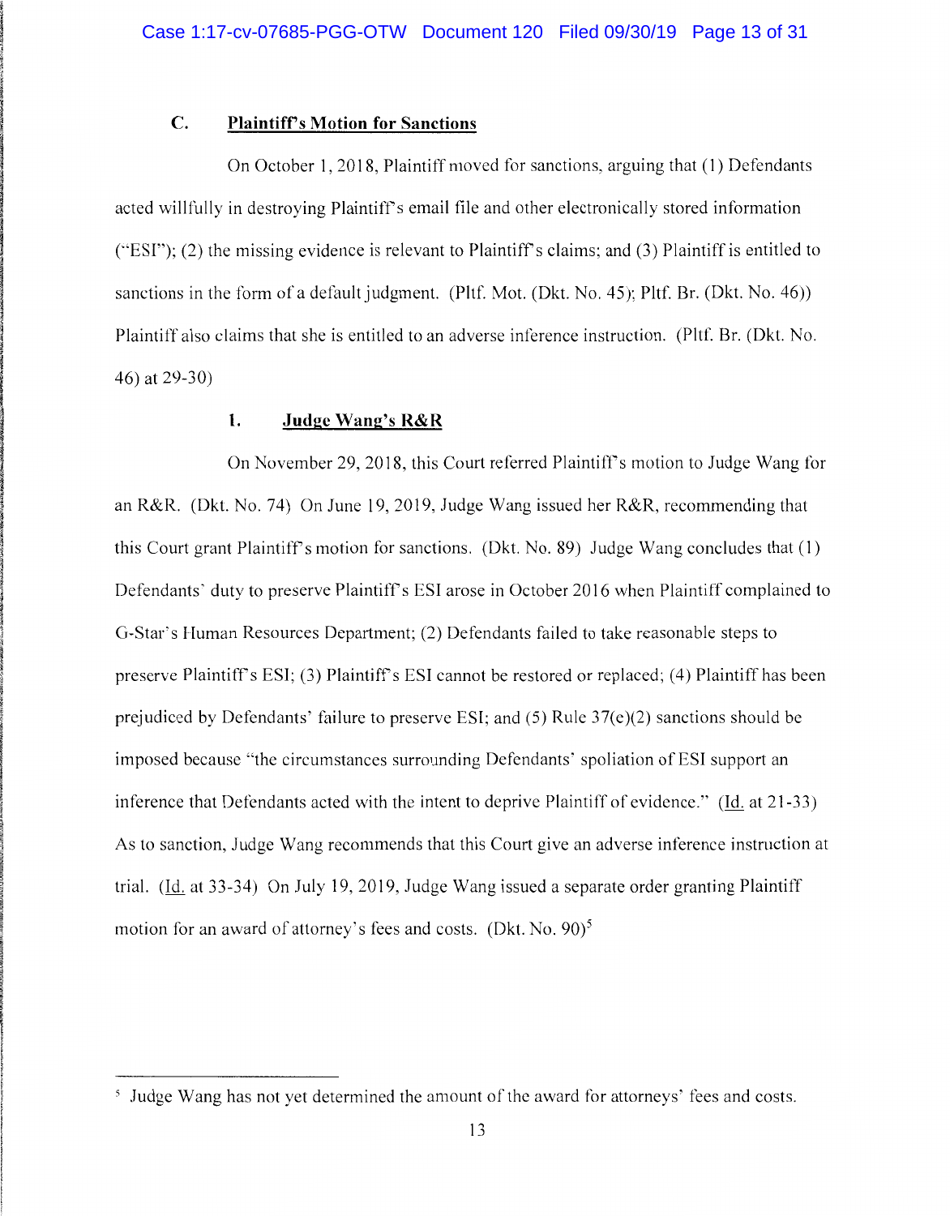### C. **Plaintiff's Motion for Sanctions**

On October 1, 2018, Plaintiff moved for sanctions, arguing that (1) Defendants acted willfully in destroying Plaintiff's email file and other electronically stored information ("ESI"); (2) the missing evidence is relevant to Plaintiff's claims; and (3) Plaintiff is entitled to sanctions in the form of a default judgment. (Pltf. Mot. (Dkt. No. 45); Pltf. Br. (Dkt. No. 46)) Plaintiff also claims that she is entitled to an adverse inference instruction. (Pltf. Br. (Dkt. No. 46) at 29-30)

#### 1. **Judge Wang's R&R**

On November 29, 2018, this Court referred Plaintiff's motion to Judge Wang for an R&R. (Dkt. No. 74) On June 19, 2019, Judge Wang issued her R&R, recommending that this Court grant Plaintiff's motion for sanctions. (Dkt. No. 89) Judge Wang concludes that (1) Defendants' duty to preserve Plaintiff's ESI arose in October 2016 when Plaintiff complained to G-Star's Human Resources Department; (2) Defendants failed to take reasonable steps to preserve Plaintiff's ESI; (3) Plaintiff's ESI cannot be restored or replaced; (4) Plaintiff has been prejudiced by Defendants' failure to preserve ESI; and (5) Rule 37(e)(2) sanctions should be imposed because "the circumstances surrounding Defendants' spoliation of ESI support an inference that Defendants acted with the intent to deprive Plaintiff of evidence." (Id. at 21-33) As to sanction, Judge Wang recommends that this Court give an adverse inference instruction at trial. (Id. at 33-34) On July 19, 2019, Judge Wang issued a separate order granting Plaintiff motion for an award of attorney's fees and costs. (Dkt. No. 90)[5]

---

[5] Judge Wang has not yet determined the amount of the award for attorneys' fees and costs.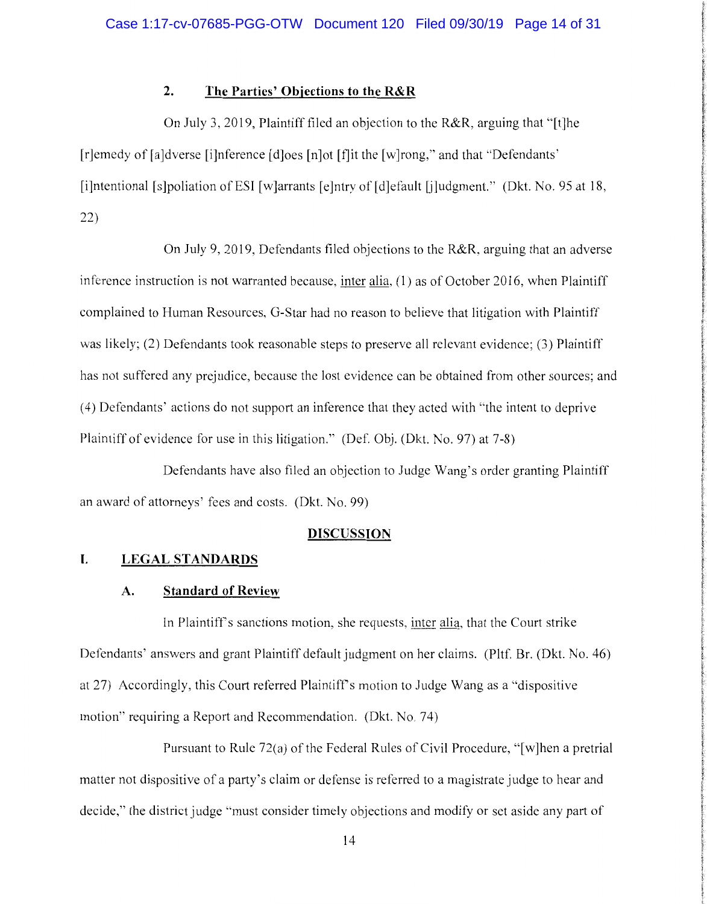### 2. The Parties' Objections to the R&R

On July 3, 2019, Plaintiff filed an objection to the R&R, arguing that "[t]he [r]emedy of [a]dverse [i]nference [d]oes [n]ot [f]it the [w]rong," and that "Defendants' [i]ntentional [s]poliation of ESI [w]arrants [e]ntry of [d]efault [j]udgment." (Dkt. No. 95 at 18, 22)

On July 9, 2019, Defendants filed objections to the R&R, arguing that an adverse inference instruction is not warranted because, inter alia, (1) as of October 2016, when Plaintiff complained to Human Resources, G-Star had no reason to believe that litigation with Plaintiff was likely; (2) Defendants took reasonable steps to preserve all relevant evidence; (3) Plaintiff has not suffered any prejudice, because the lost evidence can be obtained from other sources; and (4) Defendants' actions do not support an inference that they acted with "the intent to deprive Plaintiff of evidence for use in this litigation." (Def. Obj. (Dkt. No. 97) at 7-8)

Defendants have also filed an objection to Judge Wang's order granting Plaintiff an award of attorneys' fees and costs. (Dkt. No. 99)

## DISCUSSION

## I. LEGAL STANDARDS

### A. Standard of Review

In Plaintiff's sanctions motion, she requests, inter alia, that the Court strike Defendants' answers and grant Plaintiff default judgment on her claims. (Pltf. Br. (Dkt. No. 46) at 27) Accordingly, this Court referred Plaintiff's motion to Judge Wang as a "dispositive motion" requiring a Report and Recommendation. (Dkt. No. 74)

Pursuant to Rule 72(a) of the Federal Rules of Civil Procedure, "[w]hen a pretrial matter not dispositive of a party's claim or defense is referred to a magistrate judge to hear and decide," the district judge "must consider timely objections and modify or set aside any part of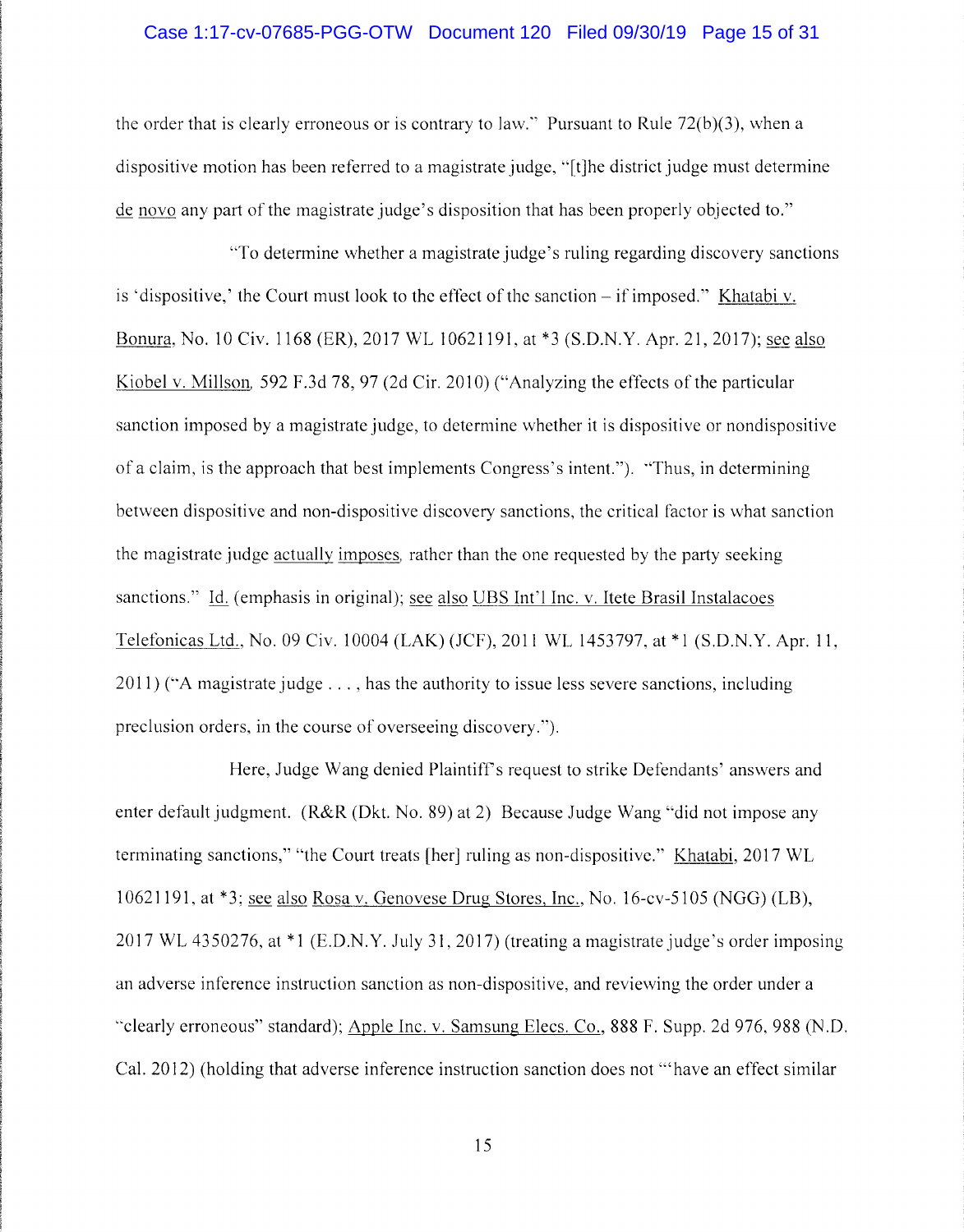the order that is clearly erroneous or is contrary to law." Pursuant to Rule 72(b)(3), when a dispositive motion has been referred to a magistrate judge, "[t]he district judge must determine de novo any part of the magistrate judge's disposition that has been properly objected to."

"To determine whether a magistrate judge's ruling regarding discovery sanctions is 'dispositive,' the Court must look to the effect of the sanction – if imposed." Khatabi v. Bonura, No. 10 Civ. 1168 (ER), 2017 WL 10621191, at *3 (S.D.N.Y. Apr. 21, 2017); see also Kiobel v. Millson, 592 F.3d 78, 97 (2d Cir. 2010) ("Analyzing the effects of the particular sanction imposed by a magistrate judge, to determine whether it is dispositive or nondispositive of a claim, is the approach that best implements Congress's intent."). "Thus, in determining between dispositive and non-dispositive discovery sanctions, the critical factor is what sanction the magistrate judge actually imposes, rather than the one requested by the party seeking sanctions." Id. (emphasis in original); see also UBS Int'l Inc. v. Itete Brasil Instalacoes Telefonicas Ltd., No. 09 Civ. 10004 (LAK) (JCF), 2011 WL 1453797, at *1 (S.D.N.Y. Apr. 11, 2011) ("A magistrate judge . . . , has the authority to issue less severe sanctions, including preclusion orders, in the course of overseeing discovery.").

Here, Judge Wang denied Plaintiff's request to strike Defendants' answers and enter default judgment. (R&R (Dkt. No. 89) at 2) Because Judge Wang "did not impose any terminating sanctions," "the Court treats [her] ruling as non-dispositive." Khatabi, 2017 WL 10621191, at *3; see also Rosa v. Genovese Drug Stores, Inc., No. 16-cv-5105 (NGG) (LB), 2017 WL 4350276, at *1 (E.D.N.Y. July 31, 2017) (treating a magistrate judge's order imposing an adverse inference instruction sanction as non-dispositive, and reviewing the order under a "clearly erroneous" standard); Apple Inc. v. Samsung Elecs. Co., 888 F. Supp. 2d 976, 988 (N.D. Cal. 2012) (holding that adverse inference instruction sanction does not "'have an effect similar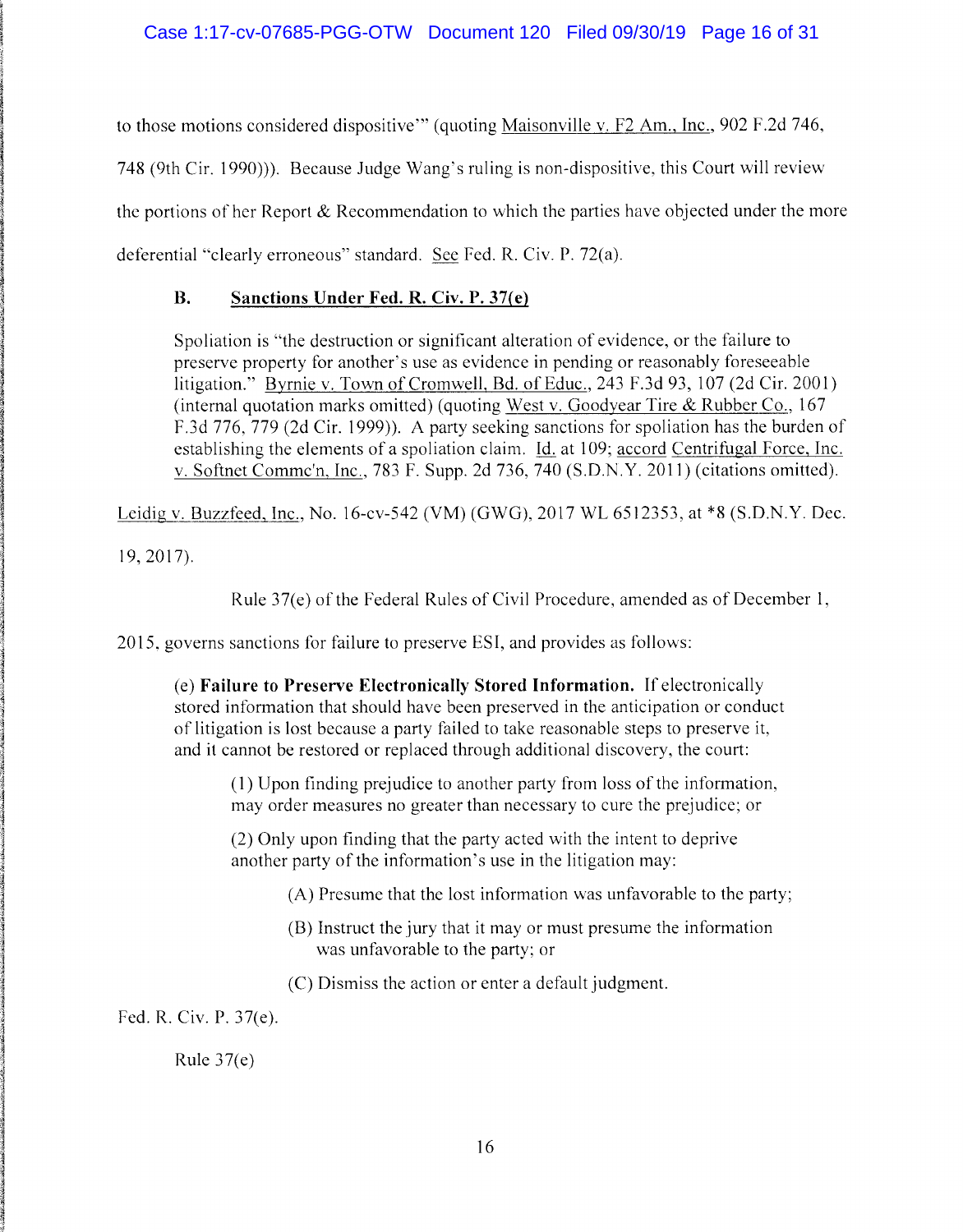to those motions considered dispositive'" (quoting Maisonville v. F2 Am., Inc., 902 F.2d 746, 748 (9th Cir. 1990))). Because Judge Wang's ruling is non-dispositive, this Court will review the portions of her Report & Recommendation to which the parties have objected under the more deferential "clearly erroneous" standard. See Fed. R. Civ. P. 72(a).

### B. Sanctions Under Fed. R. Civ. P. 37(e)

> Spoliation is "the destruction or significant alteration of evidence, or the failure to preserve property for another's use as evidence in pending or reasonably foreseeable litigation." Byrnie v. Town of Cromwell, Bd. of Educ., 243 F.3d 93, 107 (2d Cir. 2001) (internal quotation marks omitted) (quoting West v. Goodyear Tire & Rubber Co., 167 F.3d 776, 779 (2d Cir. 1999)). A party seeking sanctions for spoliation has the burden of establishing the elements of a spoliation claim. Id. at 109; accord Centrifugal Force, Inc. v. Softnet Commc'n, Inc., 783 F. Supp. 2d 736, 740 (S.D.N.Y. 2011) (citations omitted).

Leidig v. Buzzfeed, Inc., No. 16-cv-542 (VM) (GWG), 2017 WL 6512353, at *8 (S.D.N.Y. Dec. 19, 2017).

Rule 37(e) of the Federal Rules of Civil Procedure, amended as of December 1, 2015, governs sanctions for failure to preserve ESI, and provides as follows:

> (e) **Failure to Preserve Electronically Stored Information.** If electronically stored information that should have been preserved in the anticipation or conduct of litigation is lost because a party failed to take reasonable steps to preserve it, and it cannot be restored or replaced through additional discovery, the court:
>
> (1) Upon finding prejudice to another party from loss of the information, may order measures no greater than necessary to cure the prejudice; or
>
> (2) Only upon finding that the party acted with the intent to deprive another party of the information's use in the litigation may:
>
> (A) Presume that the lost information was unfavorable to the party;
>
> (B) Instruct the jury that it may or must presume the information was unfavorable to the party; or
>
> (C) Dismiss the action or enter a default judgment.

Fed. R. Civ. P. 37(e).

Rule 37(e)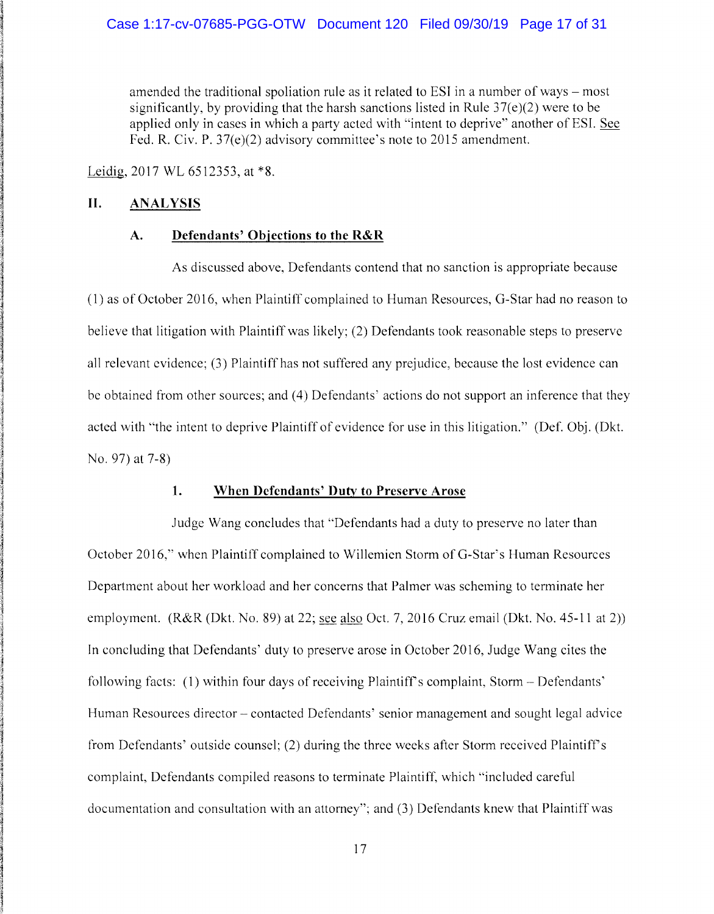amended the traditional spoliation rule as it related to ESI in a number of ways – most significantly, by providing that the harsh sanctions listed in Rule 37(e)(2) were to be applied only in cases in which a party acted with "intent to deprive" another of ESI. See Fed. R. Civ. P. 37(e)(2) advisory committee's note to 2015 amendment.

Leidig, 2017 WL 6512353, at *8.

## II. ANALYSIS

### A. Defendants' Objections to the R&R

As discussed above, Defendants contend that no sanction is appropriate because (1) as of October 2016, when Plaintiff complained to Human Resources, G-Star had no reason to believe that litigation with Plaintiff was likely; (2) Defendants took reasonable steps to preserve all relevant evidence; (3) Plaintiff has not suffered any prejudice, because the lost evidence can be obtained from other sources; and (4) Defendants' actions do not support an inference that they acted with "the intent to deprive Plaintiff of evidence for use in this litigation." (Def. Obj. (Dkt. No. 97) at 7-8)

#### 1. When Defendants' Duty to Preserve Arose

Judge Wang concludes that "Defendants had a duty to preserve no later than October 2016," when Plaintiff complained to Willemien Storm of G-Star's Human Resources Department about her workload and her concerns that Palmer was scheming to terminate her employment. (R&R (Dkt. No. 89) at 22; see also Oct. 7, 2016 Cruz email (Dkt. No. 45-11 at 2)) In concluding that Defendants' duty to preserve arose in October 2016, Judge Wang cites the following facts: (1) within four days of receiving Plaintiff's complaint, Storm – Defendants' Human Resources director – contacted Defendants' senior management and sought legal advice from Defendants' outside counsel; (2) during the three weeks after Storm received Plaintiff's complaint, Defendants compiled reasons to terminate Plaintiff, which "included careful documentation and consultation with an attorney"; and (3) Defendants knew that Plaintiff was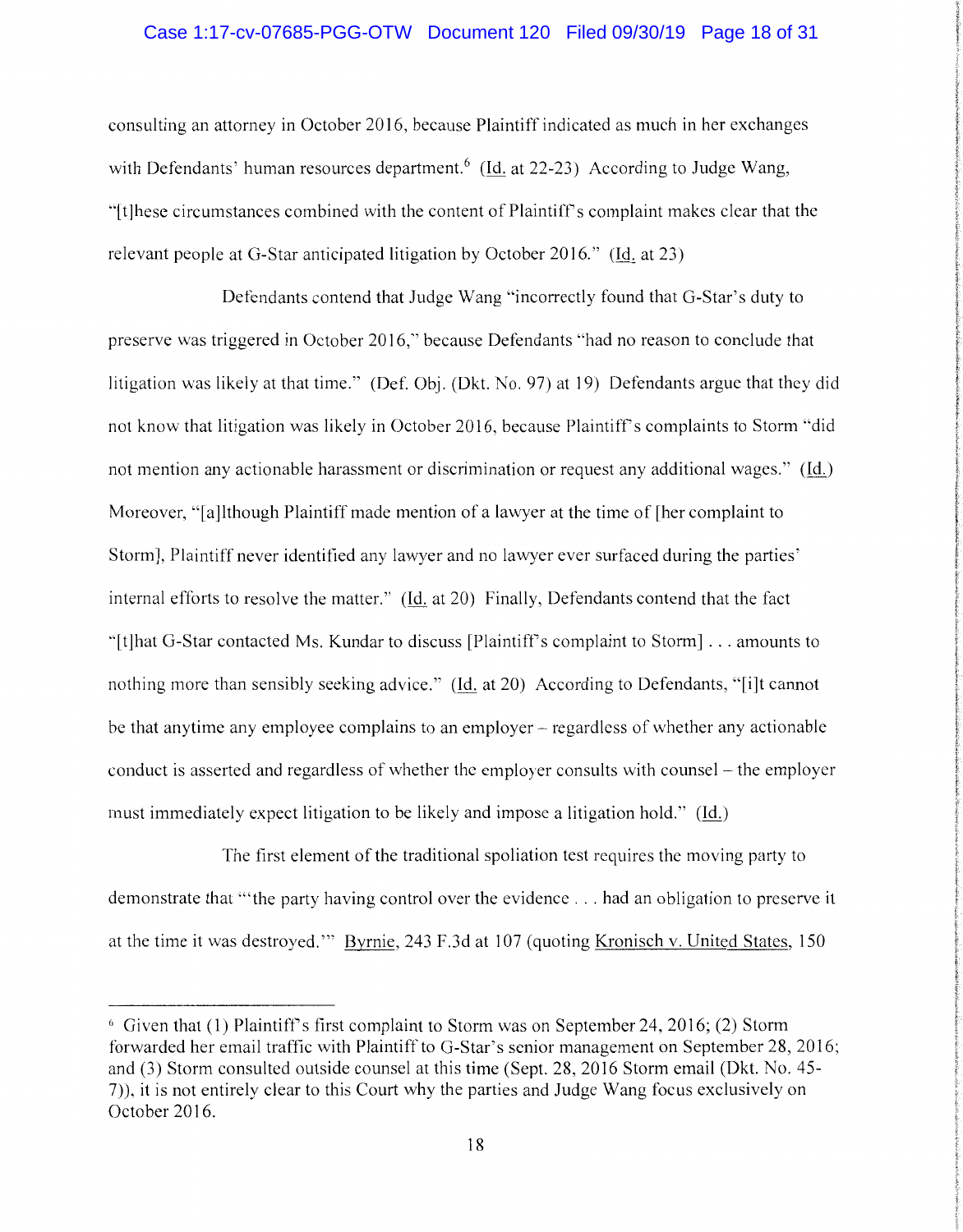consulting an attorney in October 2016, because Plaintiff indicated as much in her exchanges with Defendants' human resources department.[6] (Id. at 22-23) According to Judge Wang, "[t]hese circumstances combined with the content of Plaintiff's complaint makes clear that the relevant people at G-Star anticipated litigation by October 2016." (Id. at 23)

Defendants contend that Judge Wang "incorrectly found that G-Star's duty to preserve was triggered in October 2016," because Defendants "had no reason to conclude that litigation was likely at that time." (Def. Obj. (Dkt. No. 97) at 19) Defendants argue that they did not know that litigation was likely in October 2016, because Plaintiff's complaints to Storm "did not mention any actionable harassment or discrimination or request any additional wages." (Id.) Moreover, "[a]lthough Plaintiff made mention of a lawyer at the time of [her complaint to Storm], Plaintiff never identified any lawyer and no lawyer ever surfaced during the parties' internal efforts to resolve the matter." (Id. at 20) Finally, Defendants contend that the fact "[t]hat G-Star contacted Ms. Kundar to discuss [Plaintiff's complaint to Storm] . . . amounts to nothing more than sensibly seeking advice." (Id. at 20) According to Defendants, "[i]t cannot be that anytime any employee complains to an employer – regardless of whether any actionable conduct is asserted and regardless of whether the employer consults with counsel – the employer must immediately expect litigation to be likely and impose a litigation hold." (Id.)

The first element of the traditional spoliation test requires the moving party to demonstrate that "'the party having control over the evidence . . . had an obligation to preserve it at the time it was destroyed.'" Byrnie, 243 F.3d at 107 (quoting Kronisch v. United States, 150

---

[6] Given that (1) Plaintiff's first complaint to Storm was on September 24, 2016; (2) Storm forwarded her email traffic with Plaintiff to G-Star's senior management on September 28, 2016; and (3) Storm consulted outside counsel at this time (Sept. 28, 2016 Storm email (Dkt. No. 45-7)), it is not entirely clear to this Court why the parties and Judge Wang focus exclusively on October 2016.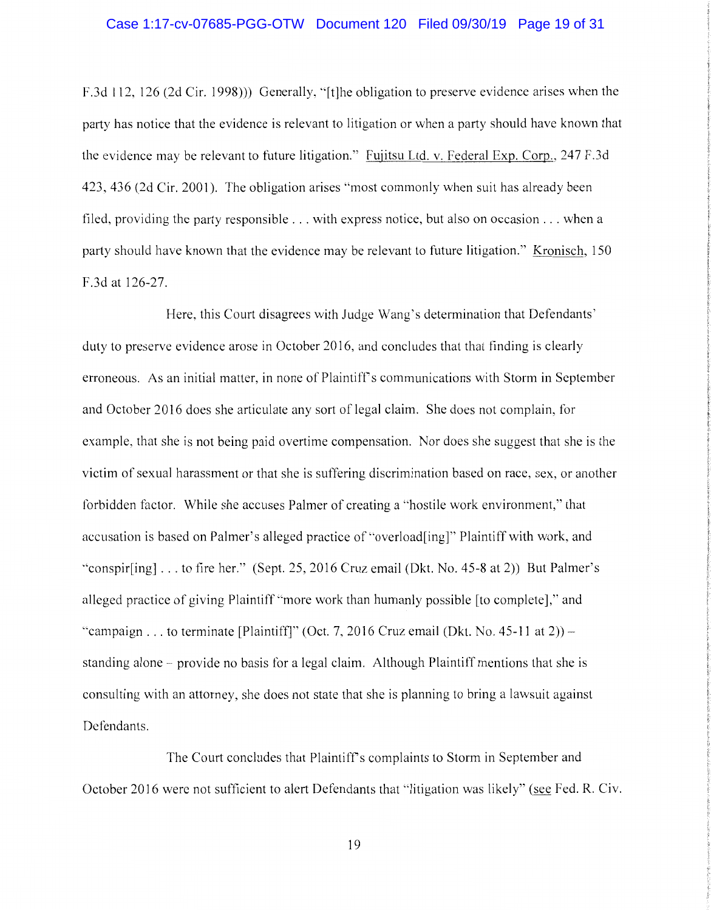F.3d 112, 126 (2d Cir. 1998))) Generally, "[t]he obligation to preserve evidence arises when the party has notice that the evidence is relevant to litigation or when a party should have known that the evidence may be relevant to future litigation." Fujitsu Ltd. v. Federal Exp. Corp., 247 F.3d 423, 436 (2d Cir. 2001). The obligation arises "most commonly when suit has already been filed, providing the party responsible . . . with express notice, but also on occasion . . . when a party should have known that the evidence may be relevant to future litigation." Kronisch, 150 F.3d at 126-27.

Here, this Court disagrees with Judge Wang's determination that Defendants' duty to preserve evidence arose in October 2016, and concludes that that finding is clearly erroneous. As an initial matter, in none of Plaintiff's communications with Storm in September and October 2016 does she articulate any sort of legal claim. She does not complain, for example, that she is not being paid overtime compensation. Nor does she suggest that she is the victim of sexual harassment or that she is suffering discrimination based on race, sex, or another forbidden factor. While she accuses Palmer of creating a "hostile work environment," that accusation is based on Palmer's alleged practice of "overload[ing]" Plaintiff with work, and "conspir[ing] . . . to fire her." (Sept. 25, 2016 Cruz email (Dkt. No. 45-8 at 2)) But Palmer's alleged practice of giving Plaintiff "more work than humanly possible [to complete]," and "campaign . . . to terminate [Plaintiff]" (Oct. 7, 2016 Cruz email (Dkt. No. 45-11 at 2)) – standing alone – provide no basis for a legal claim. Although Plaintiff mentions that she is consulting with an attorney, she does not state that she is planning to bring a lawsuit against Defendants.

The Court concludes that Plaintiff's complaints to Storm in September and October 2016 were not sufficient to alert Defendants that "litigation was likely" (see Fed. R. Civ.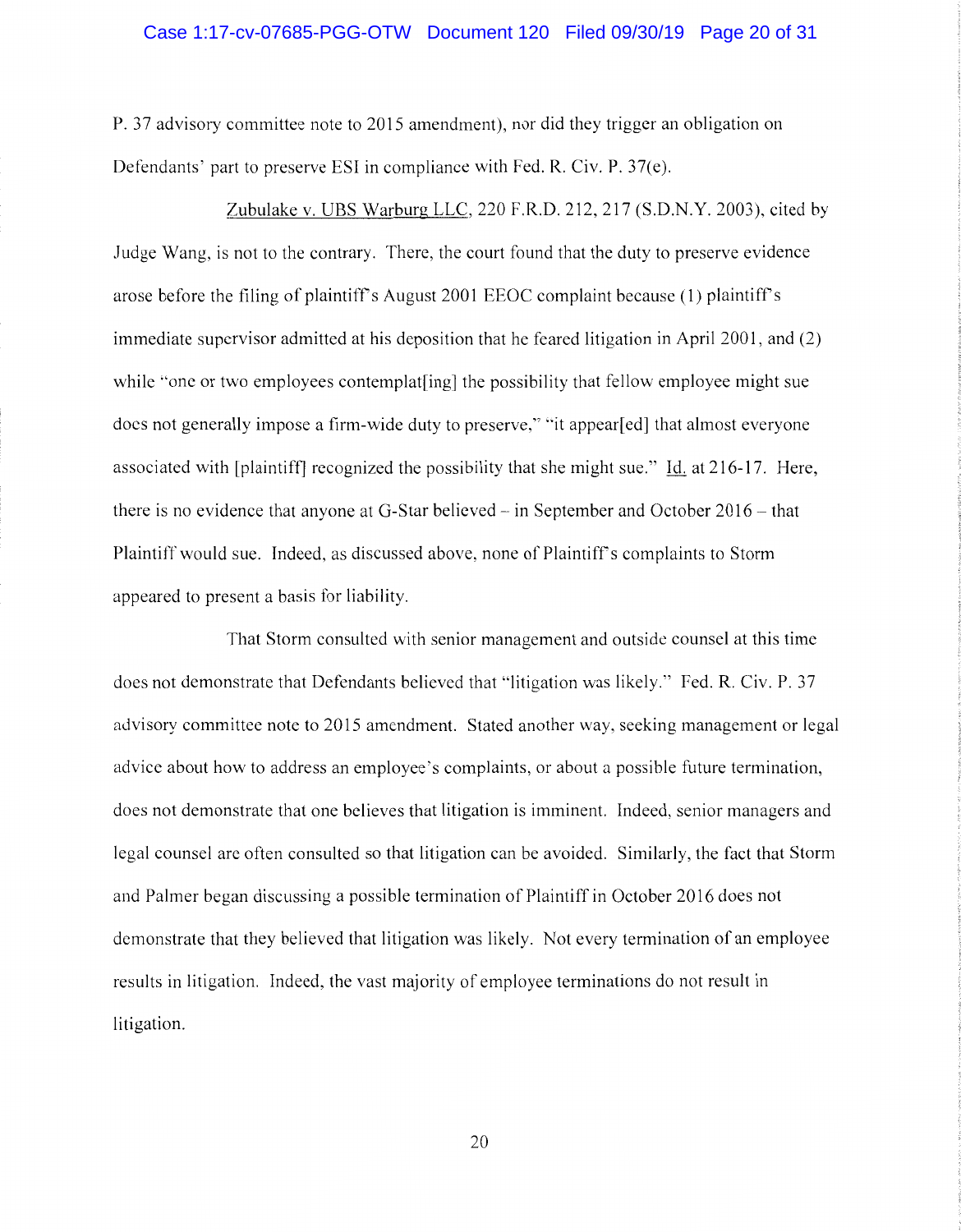P. 37 advisory committee note to 2015 amendment), nor did they trigger an obligation on Defendants' part to preserve ESI in compliance with Fed. R. Civ. P. 37(e).

Zubulake v. UBS Warburg LLC, 220 F.R.D. 212, 217 (S.D.N.Y. 2003), cited by Judge Wang, is not to the contrary. There, the court found that the duty to preserve evidence arose before the filing of plaintiff's August 2001 EEOC complaint because (1) plaintiff's immediate supervisor admitted at his deposition that he feared litigation in April 2001, and (2) while "one or two employees contemplat[ing] the possibility that fellow employee might sue does not generally impose a firm-wide duty to preserve," "it appear[ed] that almost everyone associated with [plaintiff] recognized the possibility that she might sue." Id. at 216-17. Here, there is no evidence that anyone at G-Star believed – in September and October 2016 – that Plaintiff would sue. Indeed, as discussed above, none of Plaintiff's complaints to Storm appeared to present a basis for liability.

That Storm consulted with senior management and outside counsel at this time does not demonstrate that Defendants believed that "litigation was likely." Fed. R. Civ. P. 37 advisory committee note to 2015 amendment. Stated another way, seeking management or legal advice about how to address an employee's complaints, or about a possible future termination, does not demonstrate that one believes that litigation is imminent. Indeed, senior managers and legal counsel are often consulted so that litigation can be avoided. Similarly, the fact that Storm and Palmer began discussing a possible termination of Plaintiff in October 2016 does not demonstrate that they believed that litigation was likely. Not every termination of an employee results in litigation. Indeed, the vast majority of employee terminations do not result in litigation.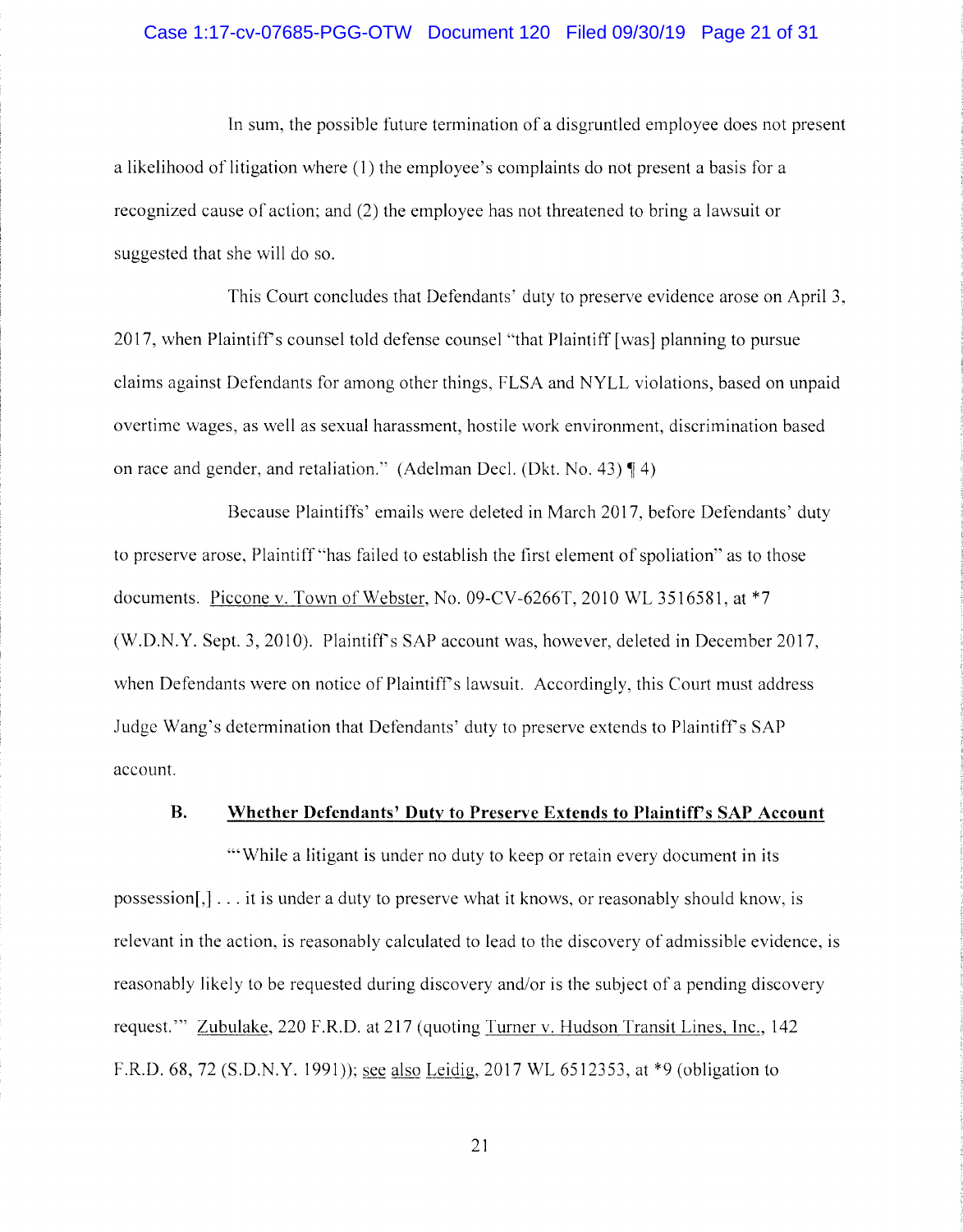In sum, the possible future termination of a disgruntled employee does not present a likelihood of litigation where (1) the employee's complaints do not present a basis for a recognized cause of action; and (2) the employee has not threatened to bring a lawsuit or suggested that she will do so.

This Court concludes that Defendants' duty to preserve evidence arose on April 3, 2017, when Plaintiff's counsel told defense counsel "that Plaintiff [was] planning to pursue claims against Defendants for among other things, FLSA and NYLL violations, based on unpaid overtime wages, as well as sexual harassment, hostile work environment, discrimination based on race and gender, and retaliation." (Adelman Decl. (Dkt. No. 43) ¶ 4)

Because Plaintiffs' emails were deleted in March 2017, before Defendants' duty to preserve arose, Plaintiff "has failed to establish the first element of spoliation" as to those documents. Piccone v. Town of Webster, No. 09-CV-6266T, 2010 WL 3516581, at *7 (W.D.N.Y. Sept. 3, 2010). Plaintiff's SAP account was, however, deleted in December 2017, when Defendants were on notice of Plaintiff's lawsuit. Accordingly, this Court must address Judge Wang's determination that Defendants' duty to preserve extends to Plaintiff's SAP account.

### B. **Whether Defendants' Duty to Preserve Extends to Plaintiff's SAP Account**

"'While a litigant is under no duty to keep or retain every document in its possession[,] . . . it is under a duty to preserve what it knows, or reasonably should know, is relevant in the action, is reasonably calculated to lead to the discovery of admissible evidence, is reasonably likely to be requested during discovery and/or is the subject of a pending discovery request.'" Zubulake, 220 F.R.D. at 217 (quoting Turner v. Hudson Transit Lines, Inc., 142 F.R.D. 68, 72 (S.D.N.Y. 1991)); see also Leidig, 2017 WL 6512353, at *9 (obligation to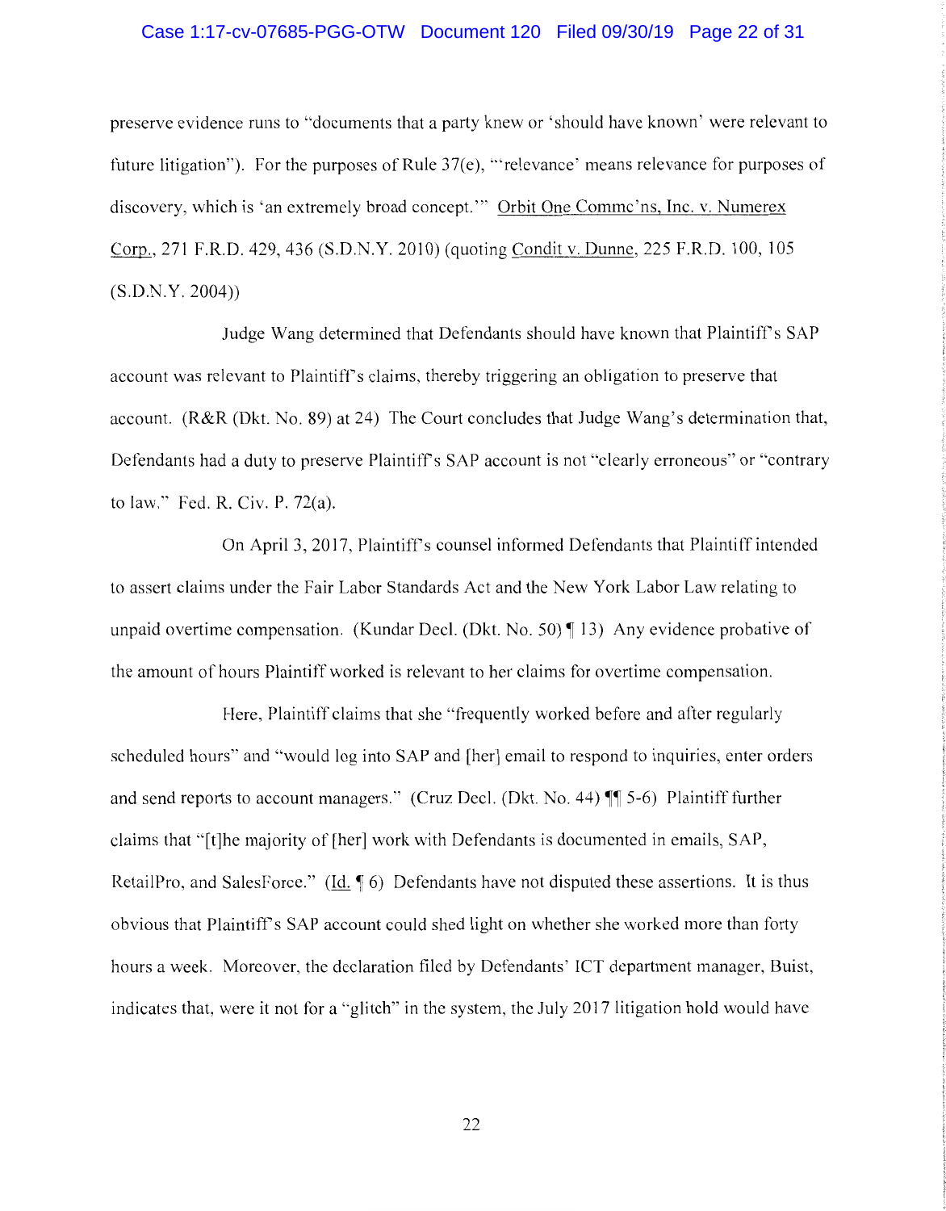preserve evidence runs to "documents that a party knew or 'should have known' were relevant to future litigation"). For the purposes of Rule 37(e), "'relevance' means relevance for purposes of discovery, which is 'an extremely broad concept.'" Orbit One Commc'ns, Inc. v. Numerex Corp., 271 F.R.D. 429, 436 (S.D.N.Y. 2010) (quoting Condit v. Dunne, 225 F.R.D. 100, 105 (S.D.N.Y. 2004))

Judge Wang determined that Defendants should have known that Plaintiff's SAP account was relevant to Plaintiff's claims, thereby triggering an obligation to preserve that account. (R&R (Dkt. No. 89) at 24) The Court concludes that Judge Wang's determination that, Defendants had a duty to preserve Plaintiff's SAP account is not "clearly erroneous" or "contrary to law." Fed. R. Civ. P. 72(a).

On April 3, 2017, Plaintiff's counsel informed Defendants that Plaintiff intended to assert claims under the Fair Labor Standards Act and the New York Labor Law relating to unpaid overtime compensation. (Kundar Decl. (Dkt. No. 50) ¶ 13) Any evidence probative of the amount of hours Plaintiff worked is relevant to her claims for overtime compensation.

Here, Plaintiff claims that she "frequently worked before and after regularly scheduled hours" and "would log into SAP and [her] email to respond to inquiries, enter orders and send reports to account managers." (Cruz Decl. (Dkt. No. 44) ¶¶ 5-6) Plaintiff further claims that "[t]he majority of [her] work with Defendants is documented in emails, SAP, RetailPro, and SalesForce." (Id. ¶ 6) Defendants have not disputed these assertions. It is thus obvious that Plaintiff's SAP account could shed light on whether she worked more than forty hours a week. Moreover, the declaration filed by Defendants' ICT department manager, Buist, indicates that, were it not for a "glitch" in the system, the July 2017 litigation hold would have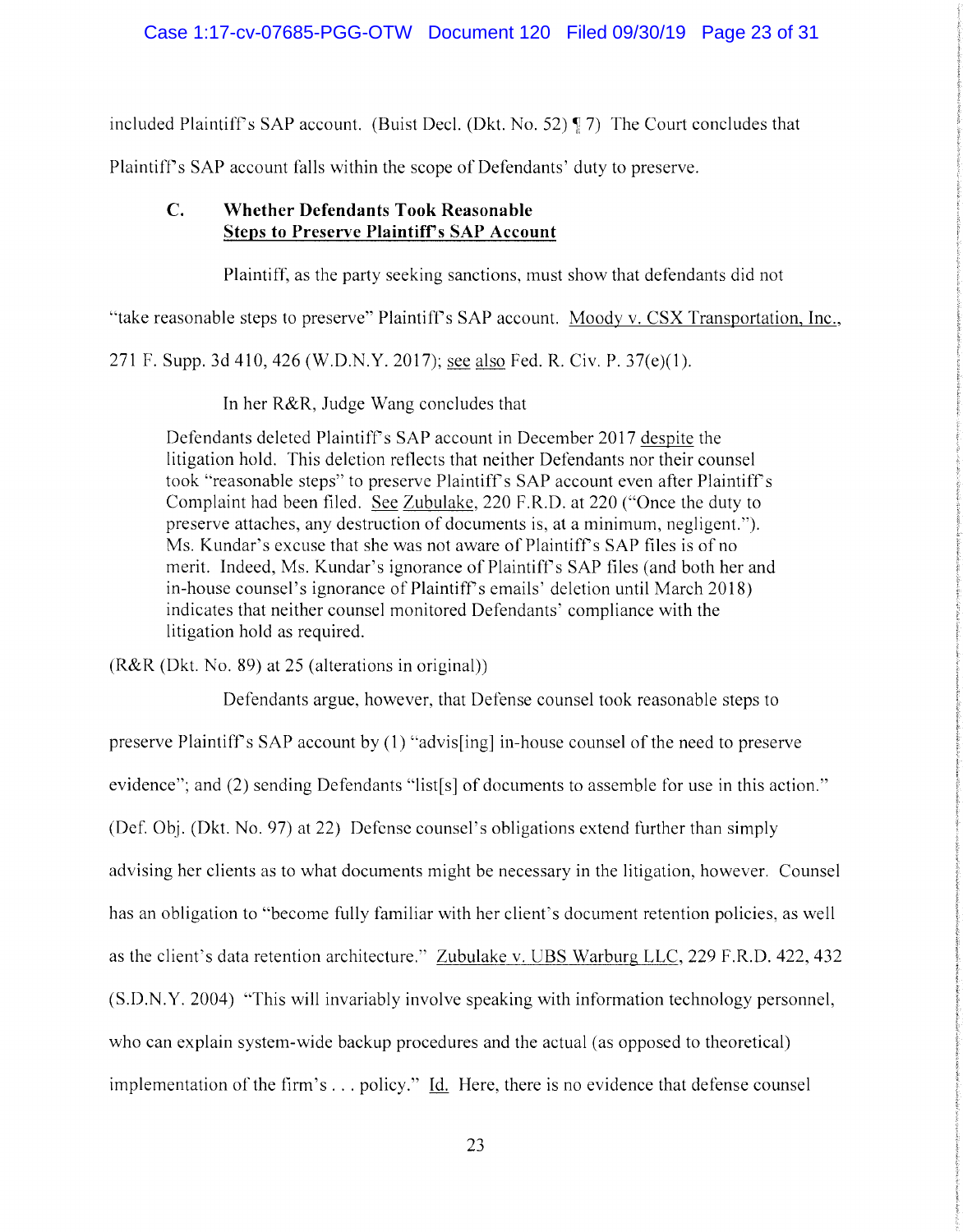included Plaintiff's SAP account. (Buist Decl. (Dkt. No. 52) ¶ 7) The Court concludes that Plaintiff's SAP account falls within the scope of Defendants' duty to preserve.

### C. Whether Defendants Took Reasonable Steps to Preserve Plaintiff's SAP Account

Plaintiff, as the party seeking sanctions, must show that defendants did not "take reasonable steps to preserve" Plaintiff's SAP account. Moody v. CSX Transportation, Inc., 271 F. Supp. 3d 410, 426 (W.D.N.Y. 2017); see also Fed. R. Civ. P. 37(e)(1).

In her R&R, Judge Wang concludes that

> Defendants deleted Plaintiff's SAP account in December 2017 despite the litigation hold. This deletion reflects that neither Defendants nor their counsel took "reasonable steps" to preserve Plaintiff's SAP account even after Plaintiff's Complaint had been filed. See Zubulake, 220 F.R.D. at 220 ("Once the duty to preserve attaches, any destruction of documents is, at a minimum, negligent."). Ms. Kundar's excuse that she was not aware of Plaintiff's SAP files is of no merit. Indeed, Ms. Kundar's ignorance of Plaintiff's SAP files (and both her and in-house counsel's ignorance of Plaintiff's emails' deletion until March 2018) indicates that neither counsel monitored Defendants' compliance with the litigation hold as required.

(R&R (Dkt. No. 89) at 25 (alterations in original))

Defendants argue, however, that Defense counsel took reasonable steps to preserve Plaintiff's SAP account by (1) "advis[ing] in-house counsel of the need to preserve evidence"; and (2) sending Defendants "list[s] of documents to assemble for use in this action." (Def. Obj. (Dkt. No. 97) at 22) Defense counsel's obligations extend further than simply advising her clients as to what documents might be necessary in the litigation, however. Counsel has an obligation to "become fully familiar with her client's document retention policies, as well as the client's data retention architecture." Zubulake v. UBS Warburg LLC, 229 F.R.D. 422, 432 (S.D.N.Y. 2004) "This will invariably involve speaking with information technology personnel, who can explain system-wide backup procedures and the actual (as opposed to theoretical) implementation of the firm's . . . policy." Id. Here, there is no evidence that defense counsel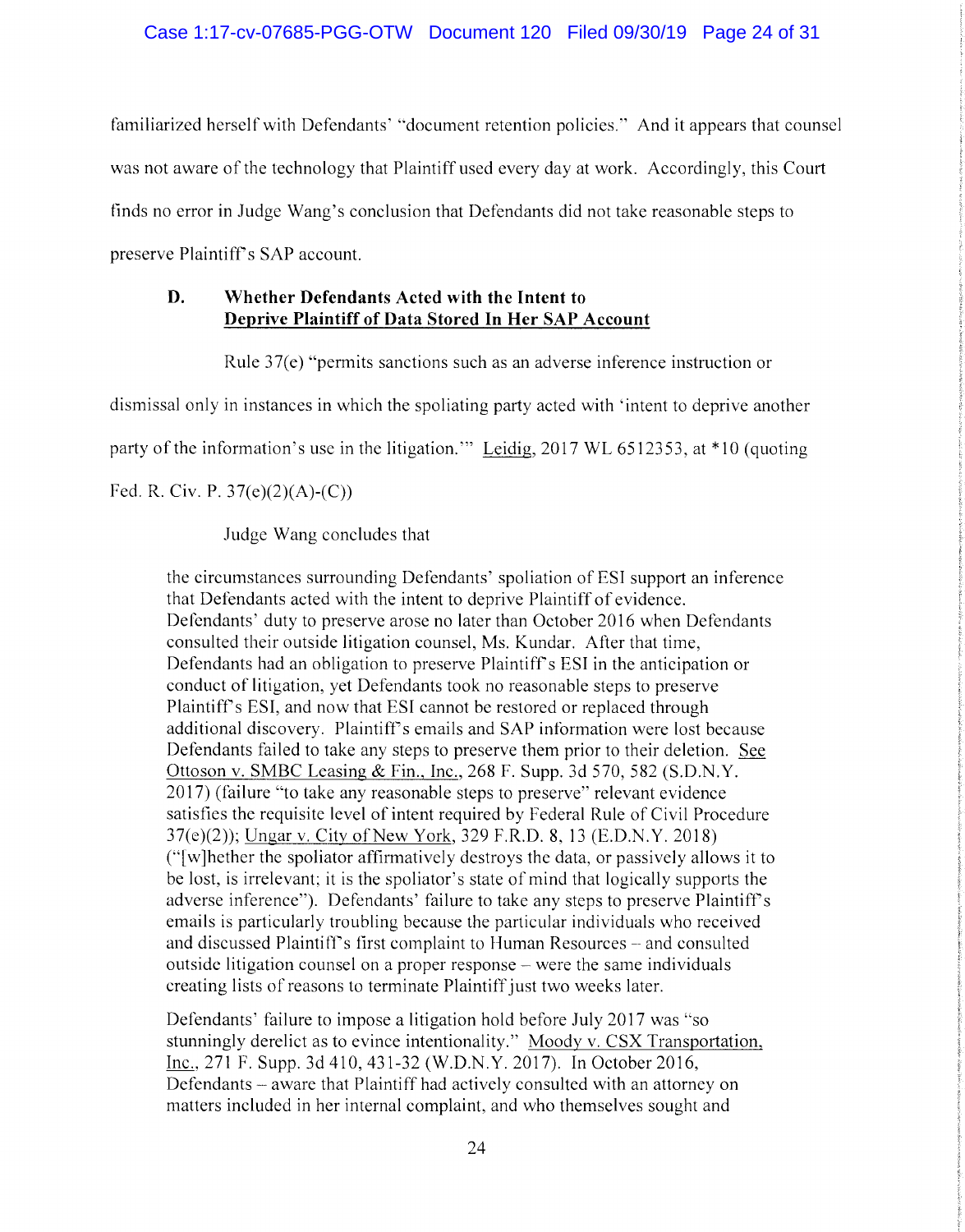familiarized herself with Defendants' "document retention policies." And it appears that counsel was not aware of the technology that Plaintiff used every day at work. Accordingly, this Court finds no error in Judge Wang's conclusion that Defendants did not take reasonable steps to preserve Plaintiff's SAP account.

### D. Whether Defendants Acted with the Intent to Deprive Plaintiff of Data Stored In Her SAP Account

Rule 37(e) "permits sanctions such as an adverse inference instruction or dismissal only in instances in which the spoliating party acted with 'intent to deprive another party of the information's use in the litigation.'" Leidig, 2017 WL 6512353, at *10 (quoting Fed. R. Civ. P. 37(e)(2)(A)-(C))

Judge Wang concludes that

> the circumstances surrounding Defendants' spoliation of ESI support an inference that Defendants acted with the intent to deprive Plaintiff of evidence. Defendants' duty to preserve arose no later than October 2016 when Defendants consulted their outside litigation counsel, Ms. Kundar. After that time, Defendants had an obligation to preserve Plaintiff's ESI in the anticipation or conduct of litigation, yet Defendants took no reasonable steps to preserve Plaintiff's ESI, and now that ESI cannot be restored or replaced through additional discovery. Plaintiff's emails and SAP information were lost because Defendants failed to take any steps to preserve them prior to their deletion. See Ottoson v. SMBC Leasing & Fin., Inc., 268 F. Supp. 3d 570, 582 (S.D.N.Y. 2017) (failure "to take any reasonable steps to preserve" relevant evidence satisfies the requisite level of intent required by Federal Rule of Civil Procedure 37(e)(2)); Ungar v. City of New York, 329 F.R.D. 8, 13 (E.D.N.Y. 2018) ("[w]hether the spoliator affirmatively destroys the data, or passively allows it to be lost, is irrelevant; it is the spoliator's state of mind that logically supports the adverse inference"). Defendants' failure to take any steps to preserve Plaintiff's emails is particularly troubling because the particular individuals who received and discussed Plaintiff's first complaint to Human Resources – and consulted outside litigation counsel on a proper response – were the same individuals creating lists of reasons to terminate Plaintiff just two weeks later.
>
> Defendants' failure to impose a litigation hold before July 2017 was "so stunningly derelict as to evince intentionality." Moody v. CSX Transportation, Inc., 271 F. Supp. 3d 410, 431-32 (W.D.N.Y. 2017). In October 2016, Defendants – aware that Plaintiff had actively consulted with an attorney on matters included in her internal complaint, and who themselves sought and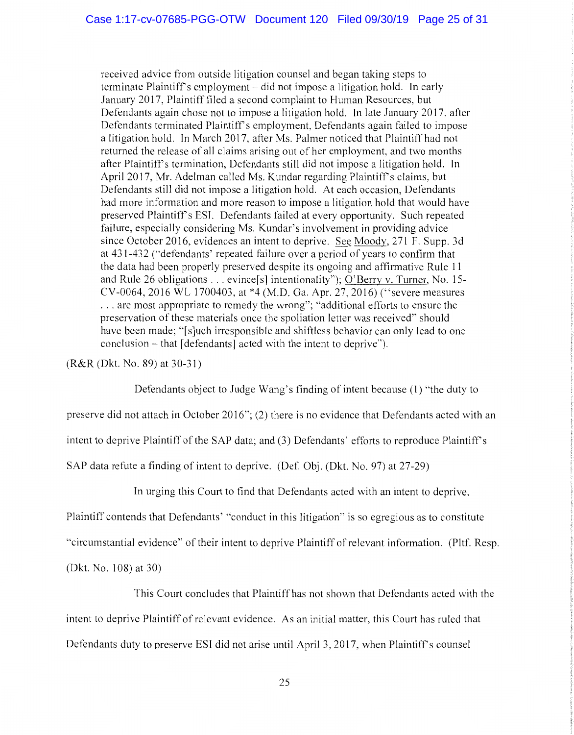> received advice from outside litigation counsel and began taking steps to terminate Plaintiff's employment – did not impose a litigation hold. In early January 2017, Plaintiff filed a second complaint to Human Resources, but Defendants again chose not to impose a litigation hold. In late January 2017, after Defendants terminated Plaintiff's employment, Defendants again failed to impose a litigation hold. In March 2017, after Ms. Palmer noticed that Plaintiff had not returned the release of all claims arising out of her employment, and two months after Plaintiff's termination, Defendants still did not impose a litigation hold. In April 2017, Mr. Adelman called Ms. Kundar regarding Plaintiff's claims, but Defendants still did not impose a litigation hold. At each occasion, Defendants had more information and more reason to impose a litigation hold that would have preserved Plaintiff's ESI. Defendants failed at every opportunity. Such repeated failure, especially considering Ms. Kundar's involvement in providing advice since October 2016, evidences an intent to deprive. See Moody, 271 F. Supp. 3d at 431-432 ("defendants' repeated failure over a period of years to confirm that the data had been properly preserved despite its ongoing and affirmative Rule 11 and Rule 26 obligations . . . evince[s] intentionality"); O'Berry v. Turner, No. 15-CV-0064, 2016 WL 1700403, at *4 (M.D. Ga. Apr. 27, 2016) ("severe measures . . . are most appropriate to remedy the wrong"; "additional efforts to ensure the preservation of these materials once the spoliation letter was received" should have been made; "[s]uch irresponsible and shiftless behavior can only lead to one conclusion – that [defendants] acted with the intent to deprive").

(R&R (Dkt. No. 89) at 30-31)

Defendants object to Judge Wang's finding of intent because (1) "the duty to preserve did not attach in October 2016"; (2) there is no evidence that Defendants acted with an intent to deprive Plaintiff of the SAP data; and (3) Defendants' efforts to reproduce Plaintiff's SAP data refute a finding of intent to deprive. (Def. Obj. (Dkt. No. 97) at 27-29)

In urging this Court to find that Defendants acted with an intent to deprive, Plaintiff contends that Defendants' "conduct in this litigation" is so egregious as to constitute "circumstantial evidence" of their intent to deprive Plaintiff of relevant information. (Pltf. Resp. (Dkt. No. 108) at 30)

This Court concludes that Plaintiff has not shown that Defendants acted with the intent to deprive Plaintiff of relevant evidence. As an initial matter, this Court has ruled that Defendants duty to preserve ESI did not arise until April 3, 2017, when Plaintiff's counsel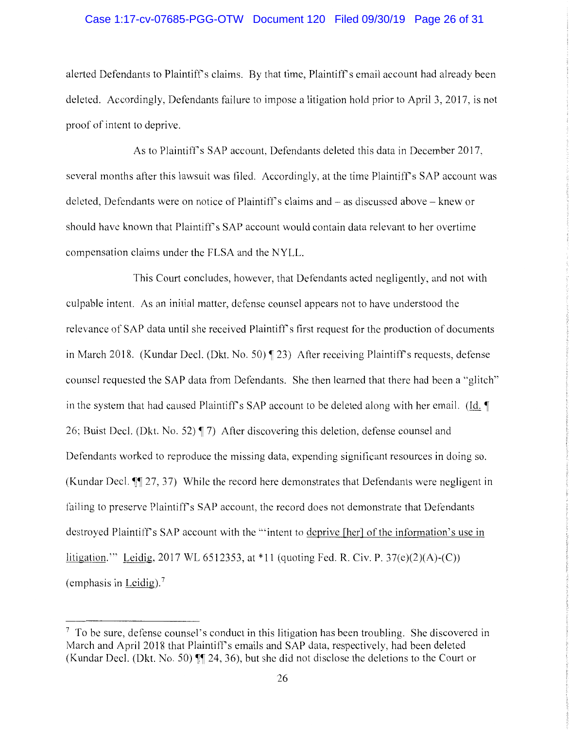alerted Defendants to Plaintiff's claims. By that time, Plaintiff's email account had already been deleted. Accordingly, Defendants failure to impose a litigation hold prior to April 3, 2017, is not proof of intent to deprive.

As to Plaintiff's SAP account, Defendants deleted this data in December 2017, several months after this lawsuit was filed. Accordingly, at the time Plaintiff's SAP account was deleted, Defendants were on notice of Plaintiff's claims and – as discussed above – knew or should have known that Plaintiff's SAP account would contain data relevant to her overtime compensation claims under the FLSA and the NYLL.

This Court concludes, however, that Defendants acted negligently, and not with culpable intent. As an initial matter, defense counsel appears not to have understood the relevance of SAP data until she received Plaintiff's first request for the production of documents in March 2018. (Kundar Decl. (Dkt. No. 50) ¶ 23) After receiving Plaintiff's requests, defense counsel requested the SAP data from Defendants. She then learned that there had been a "glitch" in the system that had caused Plaintiff's SAP account to be deleted along with her email. (Id. ¶ 26; Buist Decl. (Dkt. No. 52) ¶ 7) After discovering this deletion, defense counsel and Defendants worked to reproduce the missing data, expending significant resources in doing so. (Kundar Decl. ¶¶ 27, 37) While the record here demonstrates that Defendants were negligent in failing to preserve Plaintiff's SAP account, the record does not demonstrate that Defendants destroyed Plaintiff's SAP account with the "'intent to deprive [her] of the information's use in litigation.'" Leidig, 2017 WL 6512353, at *11 (quoting Fed. R. Civ. P. 37(e)(2)(A)-(C)) (emphasis in Leidig).[7]

---

[7] To be sure, defense counsel's conduct in this litigation has been troubling. She discovered in March and April 2018 that Plaintiff's emails and SAP data, respectively, had been deleted (Kundar Decl. (Dkt. No. 50) ¶¶ 24, 36), but she did not disclose the deletions to the Court or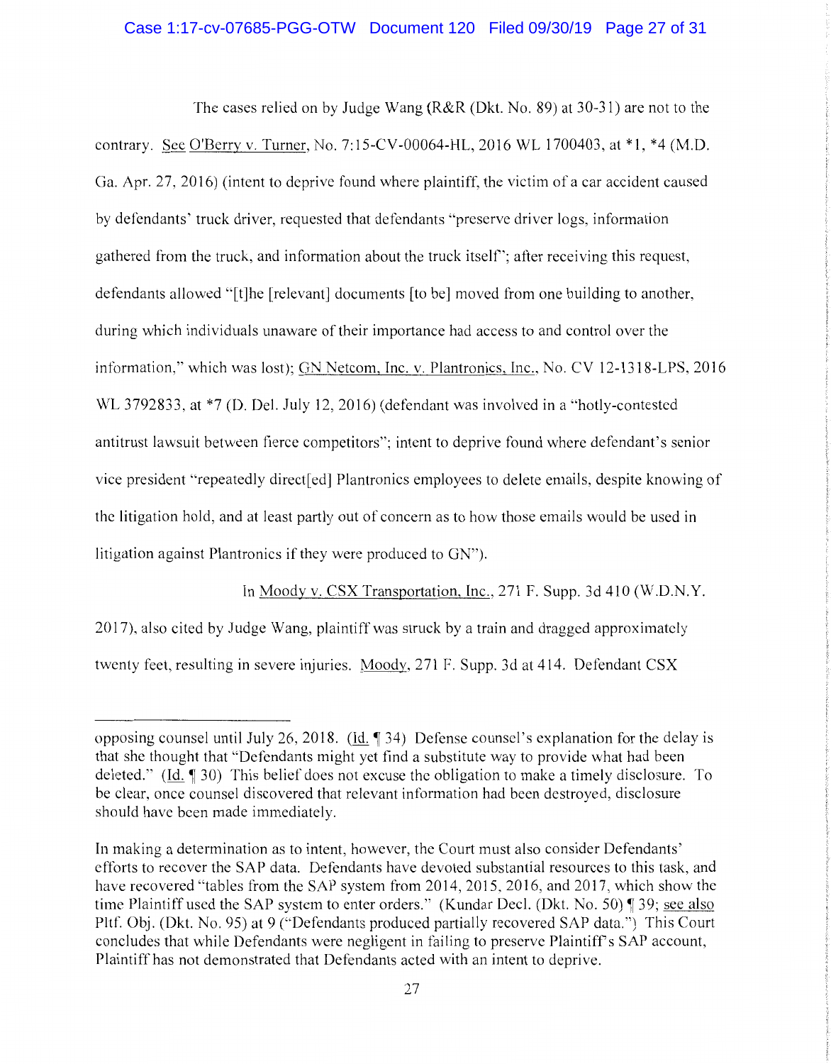The cases relied on by Judge Wang (R&R (Dkt. No. 89) at 30-31) are not to the contrary. See O'Berry v. Turner, No. 7:15-CV-00064-HL, 2016 WL 1700403, at *1, *4 (M.D. Ga. Apr. 27, 2016) (intent to deprive found where plaintiff, the victim of a car accident caused by defendants' truck driver, requested that defendants "preserve driver logs, information gathered from the truck, and information about the truck itself"; after receiving this request, defendants allowed "[t]he [relevant] documents [to be] moved from one building to another, during which individuals unaware of their importance had access to and control over the information," which was lost); GN Netcom, Inc. v. Plantronics, Inc., No. CV 12-1318-LPS, 2016 WL 3792833, at *7 (D. Del. July 12, 2016) (defendant was involved in a "hotly-contested antitrust lawsuit between fierce competitors"; intent to deprive found where defendant's senior vice president "repeatedly direct[ed] Plantronics employees to delete emails, despite knowing of the litigation hold, and at least partly out of concern as to how those emails would be used in litigation against Plantronics if they were produced to GN").

In Moody v. CSX Transportation, Inc., 271 F. Supp. 3d 410 (W.D.N.Y. 2017), also cited by Judge Wang, plaintiff was struck by a train and dragged approximately twenty feet, resulting in severe injuries. Moody, 271 F. Supp. 3d at 414. Defendant CSX

---

opposing counsel until July 26, 2018. (Id. ¶ 34) Defense counsel's explanation for the delay is that she thought that "Defendants might yet find a substitute way to provide what had been deleted." (Id. ¶ 30) This belief does not excuse the obligation to make a timely disclosure. To be clear, once counsel discovered that relevant information had been destroyed, disclosure should have been made immediately.

In making a determination as to intent, however, the Court must also consider Defendants' efforts to recover the SAP data. Defendants have devoted substantial resources to this task, and have recovered "tables from the SAP system from 2014, 2015, 2016, and 2017, which show the time Plaintiff used the SAP system to enter orders." (Kundar Decl. (Dkt. No. 50) ¶ 39; see also Pltf. Obj. (Dkt. No. 95) at 9 ("Defendants produced partially recovered SAP data.") This Court concludes that while Defendants were negligent in failing to preserve Plaintiff's SAP account, Plaintiff has not demonstrated that Defendants acted with an intent to deprive.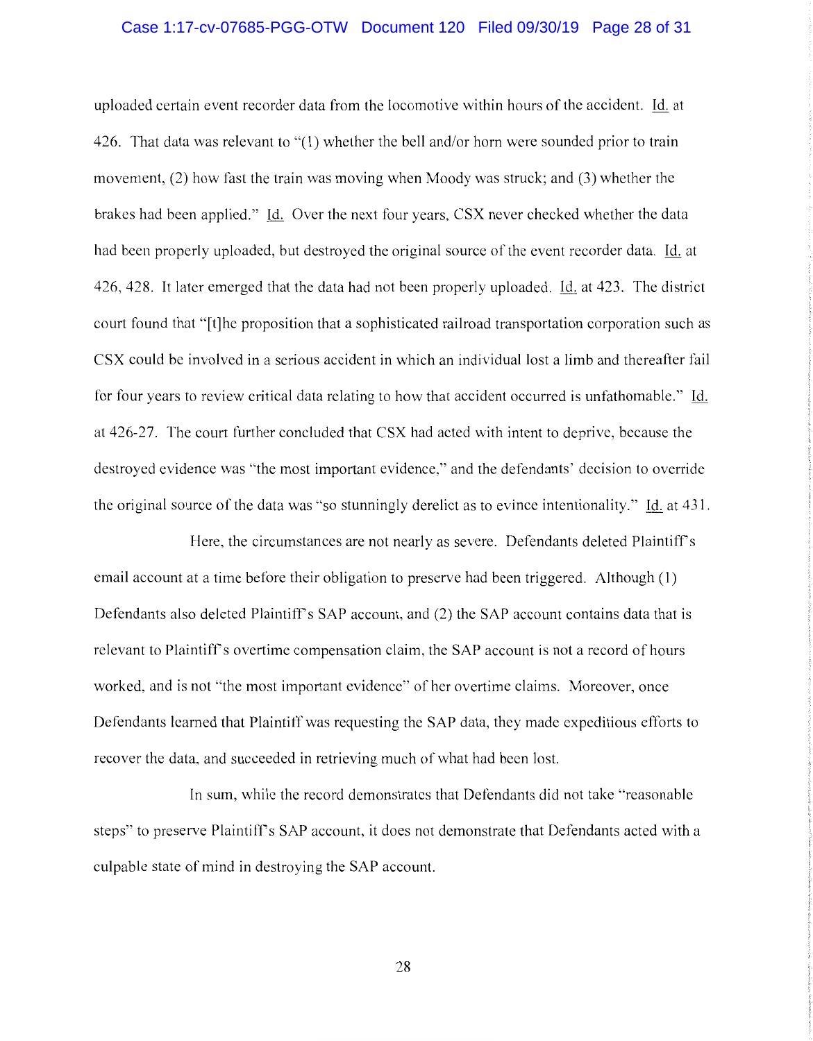uploaded certain event recorder data from the locomotive within hours of the accident. Id. at 426. That data was relevant to "(1) whether the bell and/or horn were sounded prior to train movement, (2) how fast the train was moving when Moody was struck; and (3) whether the brakes had been applied." Id. Over the next four years, CSX never checked whether the data had been properly uploaded, but destroyed the original source of the event recorder data. Id. at 426, 428. It later emerged that the data had not been properly uploaded. Id. at 423. The district court found that "[t]he proposition that a sophisticated railroad transportation corporation such as CSX could be involved in a serious accident in which an individual lost a limb and thereafter fail for four years to review critical data relating to how that accident occurred is unfathomable." Id. at 426-27. The court further concluded that CSX had acted with intent to deprive, because the destroyed evidence was "the most important evidence," and the defendants' decision to override the original source of the data was "so stunningly derelict as to evince intentionality." Id. at 431.

Here, the circumstances are not nearly as severe. Defendants deleted Plaintiff's email account at a time before their obligation to preserve had been triggered. Although (1) Defendants also deleted Plaintiff's SAP account, and (2) the SAP account contains data that is relevant to Plaintiff's overtime compensation claim, the SAP account is not a record of hours worked, and is not "the most important evidence" of her overtime claims. Moreover, once Defendants learned that Plaintiff was requesting the SAP data, they made expeditious efforts to recover the data, and succeeded in retrieving much of what had been lost.

In sum, while the record demonstrates that Defendants did not take "reasonable steps" to preserve Plaintiff's SAP account, it does not demonstrate that Defendants acted with a culpable state of mind in destroying the SAP account.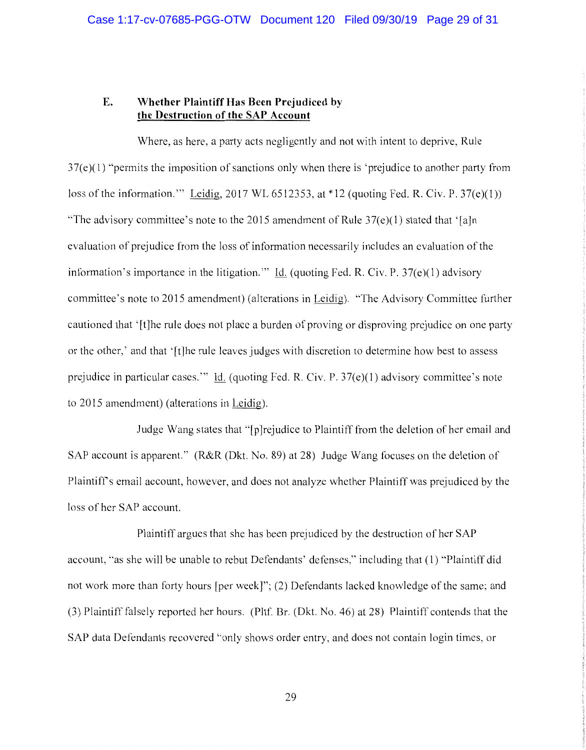### E. Whether Plaintiff Has Been Prejudiced by the Destruction of the SAP Account

Where, as here, a party acts negligently and not with intent to deprive, Rule 37(e)(1) "permits the imposition of sanctions only when there is 'prejudice to another party from loss of the information.'" Leidig, 2017 WL 6512353, at *12 (quoting Fed. R. Civ. P. 37(e)(1)) "The advisory committee's note to the 2015 amendment of Rule 37(e)(1) stated that '[a]n evaluation of prejudice from the loss of information necessarily includes an evaluation of the information's importance in the litigation.'" Id. (quoting Fed. R. Civ. P. 37(e)(1) advisory committee's note to 2015 amendment) (alterations in Leidig). "The Advisory Committee further cautioned that '[t]he rule does not place a burden of proving or disproving prejudice on one party or the other,' and that '[t]he rule leaves judges with discretion to determine how best to assess prejudice in particular cases.'" Id. (quoting Fed. R. Civ. P. 37(e)(1) advisory committee's note to 2015 amendment) (alterations in Leidig).

Judge Wang states that "[p]rejudice to Plaintiff from the deletion of her email and SAP account is apparent." (R&R (Dkt. No. 89) at 28) Judge Wang focuses on the deletion of Plaintiff's email account, however, and does not analyze whether Plaintiff was prejudiced by the loss of her SAP account.

Plaintiff argues that she has been prejudiced by the destruction of her SAP account, "as she will be unable to rebut Defendants' defenses," including that (1) "Plaintiff did not work more than forty hours [per week]"; (2) Defendants lacked knowledge of the same; and (3) Plaintiff falsely reported her hours. (Pltf. Br. (Dkt. No. 46) at 28) Plaintiff contends that the SAP data Defendants recovered "only shows order entry, and does not contain login times, or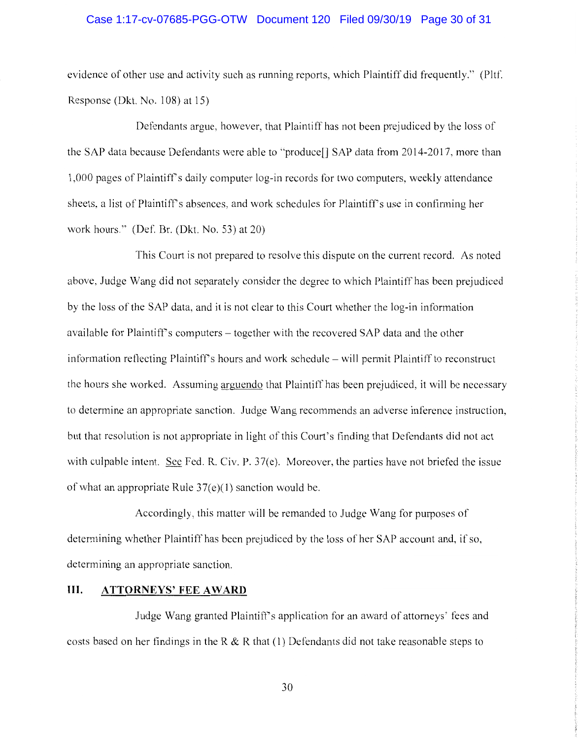evidence of other use and activity such as running reports, which Plaintiff did frequently." (Pltf. Response (Dkt. No. 108) at 15)

Defendants argue, however, that Plaintiff has not been prejudiced by the loss of the SAP data because Defendants were able to "produce[] SAP data from 2014-2017, more than 1,000 pages of Plaintiff's daily computer log-in records for two computers, weekly attendance sheets, a list of Plaintiff's absences, and work schedules for Plaintiff's use in confirming her work hours." (Def. Br. (Dkt. No. 53) at 20)

This Court is not prepared to resolve this dispute on the current record. As noted above, Judge Wang did not separately consider the degree to which Plaintiff has been prejudiced by the loss of the SAP data, and it is not clear to this Court whether the log-in information available for Plaintiff's computers – together with the recovered SAP data and the other information reflecting Plaintiff's hours and work schedule – will permit Plaintiff to reconstruct the hours she worked. Assuming arguendo that Plaintiff has been prejudiced, it will be necessary to determine an appropriate sanction. Judge Wang recommends an adverse inference instruction, but that resolution is not appropriate in light of this Court's finding that Defendants did not act with culpable intent. See Fed. R. Civ. P. 37(e). Moreover, the parties have not briefed the issue of what an appropriate Rule 37(e)(1) sanction would be.

Accordingly, this matter will be remanded to Judge Wang for purposes of determining whether Plaintiff has been prejudiced by the loss of her SAP account and, if so, determining an appropriate sanction.

## III. ATTORNEYS' FEE AWARD

Judge Wang granted Plaintiff's application for an award of attorneys' fees and costs based on her findings in the R & R that (1) Defendants did not take reasonable steps to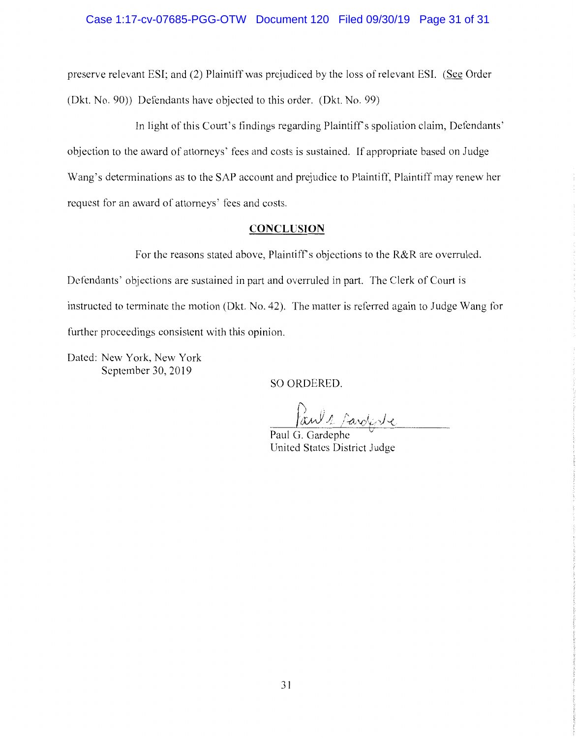preserve relevant ESI; and (2) Plaintiff was prejudiced by the loss of relevant ESI. (See Order (Dkt. No. 90)) Defendants have objected to this order. (Dkt. No. 99)

In light of this Court's findings regarding Plaintiff's spoliation claim, Defendants' objection to the award of attorneys' fees and costs is sustained. If appropriate based on Judge Wang's determinations as to the SAP account and prejudice to Plaintiff, Plaintiff may renew her request for an award of attorneys' fees and costs.

## CONCLUSION

For the reasons stated above, Plaintiff's objections to the R&R are overruled. Defendants' objections are sustained in part and overruled in part. The Clerk of Court is instructed to terminate the motion (Dkt. No. 42). The matter is referred again to Judge Wang for further proceedings consistent with this opinion.

Dated: New York, New York
September 30, 2019

SO ORDERED.

Paul G. Gardephe
United States District Judge